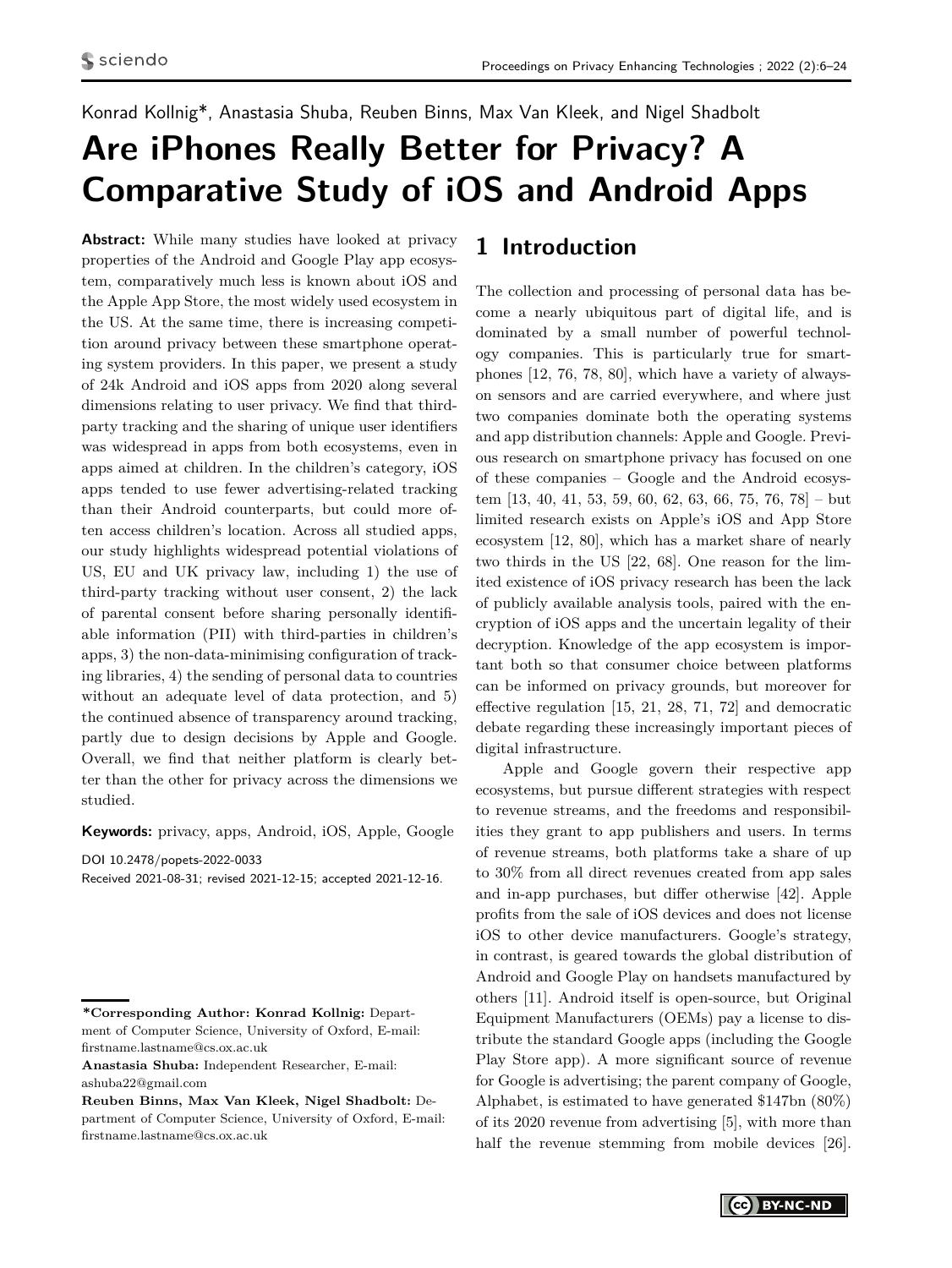Konrad Kollnig*, Anastasia Shuba, Reuben Binns, Max Van Kleek, and Nigel Shadbolt

# Are iPhones Really Better for Privacy? A Comparative Study of iOS and Android Apps

**Abstract:** While many studies have looked at privacy properties of the Android and Google Play app ecosystem, comparatively much less is known about iOS and the Apple App Store, the most widely used ecosystem in the US. At the same time, there is increasing competition around privacy between these smartphone operating system providers. In this paper, we present a study of 24k Android and iOS apps from 2020 along several dimensions relating to user privacy. We find that third-party tracking and the sharing of unique user identifiers was widespread in apps from both ecosystems, even in apps aimed at children. In the children's category, iOS apps tended to use fewer advertising-related tracking than their Android counterparts, but could more often access children's location. Across all studied apps, our study highlights widespread potential violations of US, EU and UK privacy law, including 1) the use of third-party tracking without user consent, 2) the lack of parental consent before sharing personally identifiable information (PII) with third-parties in children's apps, 3) the non-data-minimising configuration of tracking libraries, 4) the sending of personal data to countries without an adequate level of data protection, and 5) the continued absence of transparency around tracking, partly due to design decisions by Apple and Google. Overall, we find that neither platform is clearly better than the other for privacy across the dimensions we studied.

**Keywords:** privacy, apps, Android, iOS, Apple, Google

DOI 10.2478/popets-2022-0033
Received 2021-08-31; revised 2021-12-15; accepted 2021-12-16.

**\*Corresponding Author: Konrad Kollnig:** Department of Computer Science, University of Oxford, E-mail: firstname.lastname@cs.ox.ac.uk
**Anastasia Shuba:** Independent Researcher, E-mail: ashuba22@gmail.com
**Reuben Binns, Max Van Kleek, Nigel Shadbolt:** Department of Computer Science, University of Oxford, E-mail: firstname.lastname@cs.ox.ac.uk

## 1 Introduction

The collection and processing of personal data has become a nearly ubiquitous part of digital life, and is dominated by a small number of powerful technology companies. This is particularly true for smartphones [12, 76, 78, 80], which have a variety of always-on sensors and are carried everywhere, and where just two companies dominate both the operating systems and app distribution channels: Apple and Google. Previous research on smartphone privacy has focused on one of these companies – Google and the Android ecosystem [13, 40, 41, 53, 59, 60, 62, 63, 66, 75, 76, 78] – but limited research exists on Apple's iOS and App Store ecosystem [12, 80], which has a market share of nearly two thirds in the US [22, 68]. One reason for the limited existence of iOS privacy research has been the lack of publicly available analysis tools, paired with the encryption of iOS apps and the uncertain legality of their decryption. Knowledge of the app ecosystem is important both so that consumer choice between platforms can be informed on privacy grounds, but moreover for effective regulation [15, 21, 28, 71, 72] and democratic debate regarding these increasingly important pieces of digital infrastructure.

Apple and Google govern their respective app ecosystems, but pursue different strategies with respect to revenue streams, and the freedoms and responsibilities they grant to app publishers and users. In terms of revenue streams, both platforms take a share of up to 30% from all direct revenues created from app sales and in-app purchases, but differ otherwise [42]. Apple profits from the sale of iOS devices and does not license iOS to other device manufacturers. Google's strategy, in contrast, is geared towards the global distribution of Android and Google Play on handsets manufactured by others [11]. Android itself is open-source, but Original Equipment Manufacturers (OEMs) pay a license to distribute the standard Google apps (including the Google Play Store app). A more significant source of revenue for Google is advertising; the parent company of Google, Alphabet, is estimated to have generated \$147bn (80%) of its 2020 revenue from advertising [5], with more than half the revenue stemming from mobile devices [26].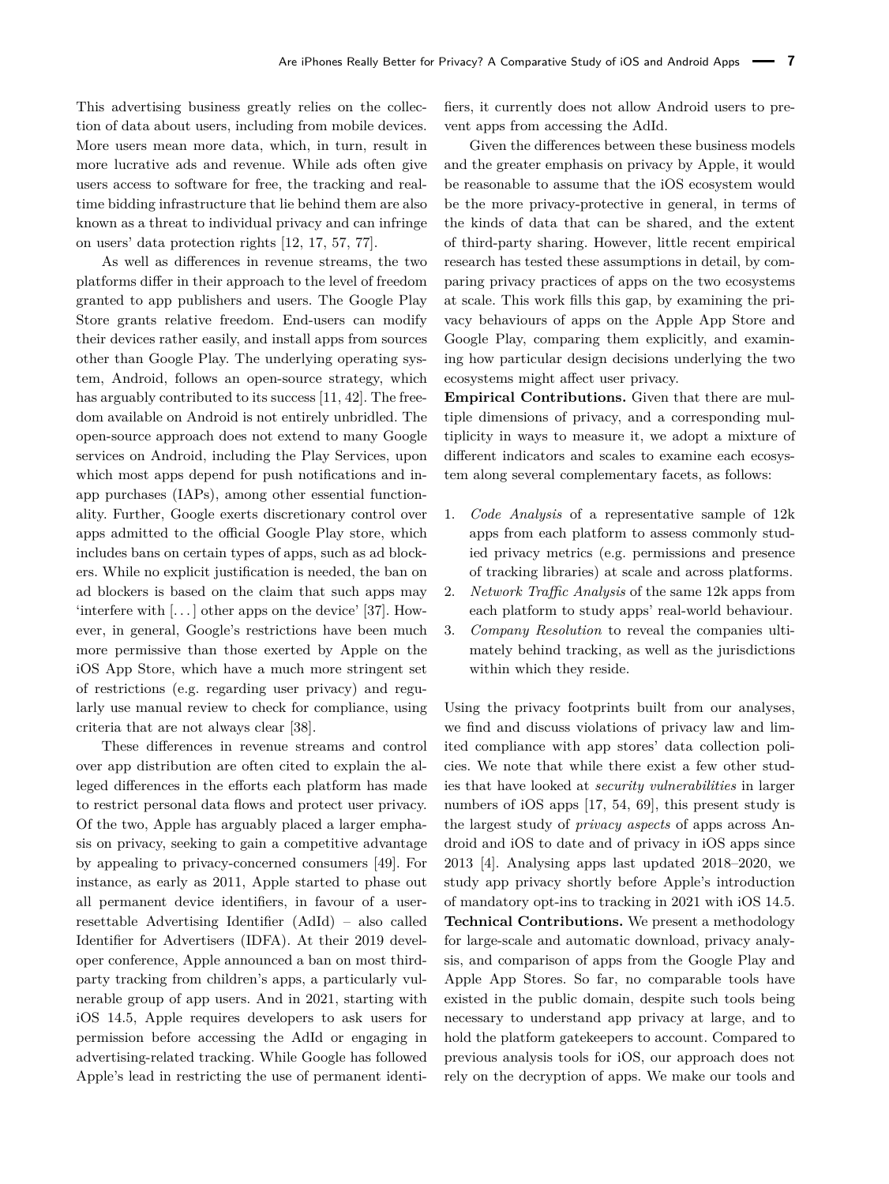This advertising business greatly relies on the collection of data about users, including from mobile devices. More users mean more data, which, in turn, result in more lucrative ads and revenue. While ads often give users access to software for free, the tracking and real-time bidding infrastructure that lie behind them are also known as a threat to individual privacy and can infringe on users' data protection rights [12, 17, 57, 77].

As well as differences in revenue streams, the two platforms differ in their approach to the level of freedom granted to app publishers and users. The Google Play Store grants relative freedom. End-users can modify their devices rather easily, and install apps from sources other than Google Play. The underlying operating system, Android, follows an open-source strategy, which has arguably contributed to its success [11, 42]. The freedom available on Android is not entirely unbridled. The open-source approach does not extend to many Google services on Android, including the Play Services, upon which most apps depend for push notifications and in-app purchases (IAPs), among other essential functionality. Further, Google exerts discretionary control over apps admitted to the official Google Play store, which includes bans on certain types of apps, such as ad blockers. While no explicit justification is needed, the ban on ad blockers is based on the claim that such apps may 'interfere with [...] other apps on the device' [37]. However, in general, Google's restrictions have been much more permissive than those exerted by Apple on the iOS App Store, which have a much more stringent set of restrictions (e.g. regarding user privacy) and regularly use manual review to check for compliance, using criteria that are not always clear [38].

These differences in revenue streams and control over app distribution are often cited to explain the alleged differences in the efforts each platform has made to restrict personal data flows and protect user privacy. Of the two, Apple has arguably placed a larger emphasis on privacy, seeking to gain a competitive advantage by appealing to privacy-concerned consumers [49]. For instance, as early as 2011, Apple started to phase out all permanent device identifiers, in favour of a user-resettable Advertising Identifier (AdId) – also called Identifier for Advertisers (IDFA). At their 2019 developer conference, Apple announced a ban on most third-party tracking from children's apps, a particularly vulnerable group of app users. And in 2021, starting with iOS 14.5, Apple requires developers to ask users for permission before accessing the AdId or engaging in advertising-related tracking. While Google has followed Apple's lead in restricting the use of permanent identifiers, it currently does not allow Android users to prevent apps from accessing the AdId.

Given the differences between these business models and the greater emphasis on privacy by Apple, it would be reasonable to assume that the iOS ecosystem would be the more privacy-protective in general, in terms of the kinds of data that can be shared, and the extent of third-party sharing. However, little recent empirical research has tested these assumptions in detail, by comparing privacy practices of apps on the two ecosystems at scale. This work fills this gap, by examining the privacy behaviours of apps on the Apple App Store and Google Play, comparing them explicitly, and examining how particular design decisions underlying the two ecosystems might affect user privacy.

**Empirical Contributions.** Given that there are multiple dimensions of privacy, and a corresponding multiplicity in ways to measure it, we adopt a mixture of different indicators and scales to examine each ecosystem along several complementary facets, as follows:

1. *Code Analysis* of a representative sample of 12k apps from each platform to assess commonly studied privacy metrics (e.g. permissions and presence of tracking libraries) at scale and across platforms.
2. *Network Traffic Analysis* of the same 12k apps from each platform to study apps' real-world behaviour.
3. *Company Resolution* to reveal the companies ultimately behind tracking, as well as the jurisdictions within which they reside.

Using the privacy footprints built from our analyses, we find and discuss violations of privacy law and limited compliance with app stores' data collection policies. We note that while there exist a few other studies that have looked at *security vulnerabilities* in larger numbers of iOS apps [17, 54, 69], this present study is the largest study of *privacy aspects* of apps across Android and iOS to date and of privacy in iOS apps since 2013 [4]. Analysing apps last updated 2018–2020, we study app privacy shortly before Apple's introduction of mandatory opt-ins to tracking in 2021 with iOS 14.5.

**Technical Contributions.** We present a methodology for large-scale and automatic download, privacy analysis, and comparison of apps from the Google Play and Apple App Stores. So far, no comparable tools have existed in the public domain, despite such tools being necessary to understand app privacy at large, and to hold the platform gatekeepers to account. Compared to previous analysis tools for iOS, our approach does not rely on the decryption of apps. We make our tools and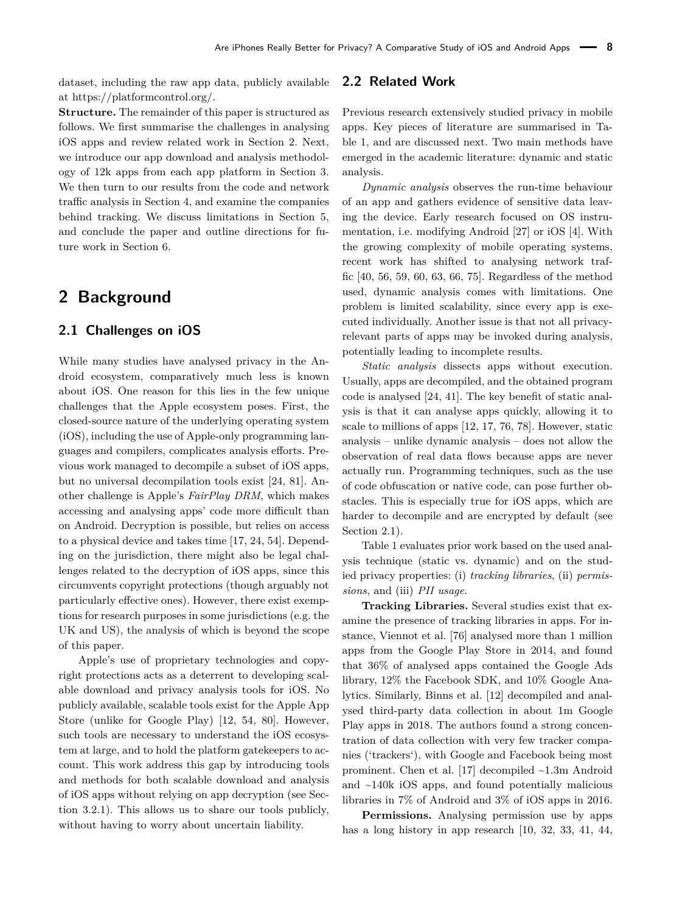dataset, including the raw app data, publicly available at https://platformcontrol.org/.

**Structure.** The remainder of this paper is structured as follows. We first summarise the challenges in analysing iOS apps and review related work in Section 2. Next, we introduce our app download and analysis methodology of 12k apps from each app platform in Section 3. We then turn to our results from the code and network traffic analysis in Section 4, and examine the companies behind tracking. We discuss limitations in Section 5, and conclude the paper and outline directions for future work in Section 6.

# 2 Background

## 2.1 Challenges on iOS

While many studies have analysed privacy in the Android ecosystem, comparatively much less is known about iOS. One reason for this lies in the few unique challenges that the Apple ecosystem poses. First, the closed-source nature of the underlying operating system (iOS), including the use of Apple-only programming languages and compilers, complicates analysis efforts. Previous work managed to decompile a subset of iOS apps, but no universal decompilation tools exist [24, 81]. Another challenge is Apple's *FairPlay DRM*, which makes accessing and analysing apps' code more difficult than on Android. Decryption is possible, but relies on access to a physical device and takes time [17, 24, 54]. Depending on the jurisdiction, there might also be legal challenges related to the decryption of iOS apps, since this circumvents copyright protections (though arguably not particularly effective ones). However, there exist exemptions for research purposes in some jurisdictions (e.g. the UK and US), the analysis of which is beyond the scope of this paper.

Apple's use of proprietary technologies and copyright protections acts as a deterrent to developing scalable download and privacy analysis tools for iOS. No publicly available, scalable tools exist for the Apple App Store (unlike for Google Play) [12, 54, 80]. However, such tools are necessary to understand the iOS ecosystem at large, and to hold the platform gatekeepers to account. This work address this gap by introducing tools and methods for both scalable download and analysis of iOS apps without relying on app decryption (see Section 3.2.1). This allows us to share our tools publicly, without having to worry about uncertain liability.

## 2.2 Related Work

Previous research extensively studied privacy in mobile apps. Key pieces of literature are summarised in Table 1, and are discussed next. Two main methods have emerged in the academic literature: dynamic and static analysis.

*Dynamic analysis* observes the run-time behaviour of an app and gathers evidence of sensitive data leaving the device. Early research focused on OS instrumentation, i.e. modifying Android [27] or iOS [4]. With the growing complexity of mobile operating systems, recent work has shifted to analysing network traffic [40, 56, 59, 60, 63, 66, 75]. Regardless of the method used, dynamic analysis comes with limitations. One problem is limited scalability, since every app is executed individually. Another issue is that not all privacy-relevant parts of apps may be invoked during analysis, potentially leading to incomplete results.

*Static analysis* dissects apps without execution. Usually, apps are decompiled, and the obtained program code is analysed [24, 41]. The key benefit of static analysis is that it can analyse apps quickly, allowing it to scale to millions of apps [12, 17, 76, 78]. However, static analysis – unlike dynamic analysis – does not allow the observation of real data flows because apps are never actually run. Programming techniques, such as the use of code obfuscation or native code, can pose further obstacles. This is especially true for iOS apps, which are harder to decompile and are encrypted by default (see Section 2.1).

Table 1 evaluates prior work based on the used analysis technique (static vs. dynamic) and on the studied privacy properties: (i) *tracking libraries*, (ii) *permissions*, and (iii) *PII usage*.

**Tracking Libraries.** Several studies exist that examine the presence of tracking libraries in apps. For instance, Viennot et al. [76] analysed more than 1 million apps from the Google Play Store in 2014, and found that 36% of analysed apps contained the Google Ads library, 12% the Facebook SDK, and 10% Google Analytics. Similarly, Binns et al. [12] decompiled and analysed third-party data collection in about 1m Google Play apps in 2018. The authors found a strong concentration of data collection with very few tracker companies ('trackers'), with Google and Facebook being most prominent. Chen et al. [17] decompiled ~1.3m Android and ~140k iOS apps, and found potentially malicious libraries in 7% of Android and 3% of iOS apps in 2016.

**Permissions.** Analysing permission use by apps has a long history in app research [10, 32, 33, 41, 44,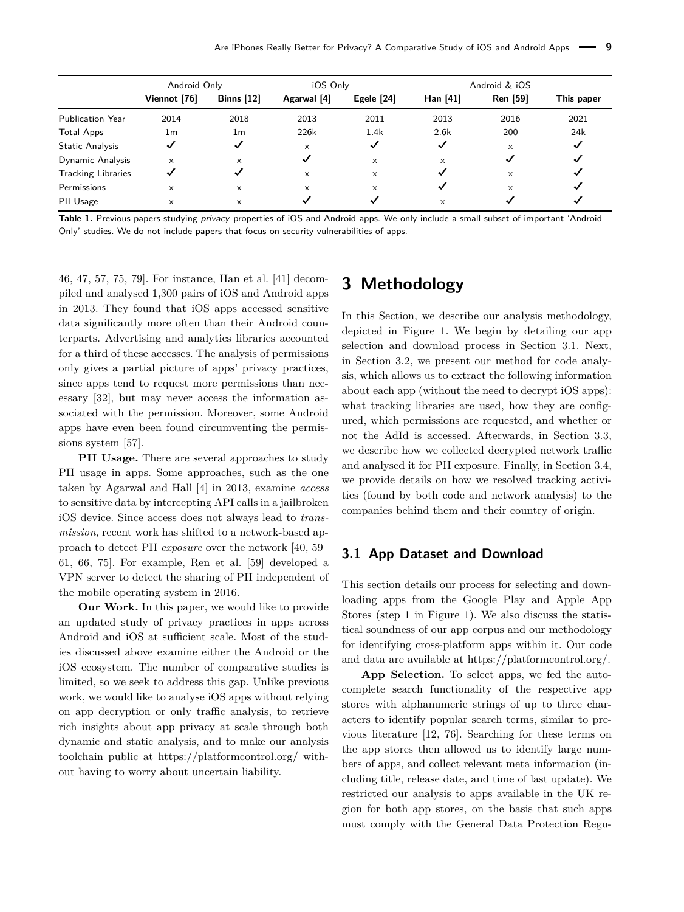| | Android Only | | iOS Only | | Android & iOS | | |
|---|---|---|---|---|---|---|---|
| | **Viennot [76]** | **Binns [12]** | **Agarwal [4]** | **Egele [24]** | **Han [41]** | **Ren [59]** | **This paper** |
| Publication Year | 2014 | 2018 | 2013 | 2011 | 2013 | 2016 | 2021 |
| Total Apps | 1m | 1m | 226k | 1.4k | 2.6k | 200 | 24k |
| Static Analysis | ✓ | ✓ | × | ✓ | ✓ | × | ✓ |
| Dynamic Analysis | × | × | ✓ | × | × | ✓ | ✓ |
| Tracking Libraries | ✓ | ✓ | × | × | ✓ | × | ✓ |
| Permissions | × | × | × | × | ✓ | × | ✓ |
| PII Usage | × | × | ✓ | ✓ | × | ✓ | ✓ |

**Table 1.** Previous papers studying *privacy* properties of iOS and Android apps. We only include a small subset of important 'Android Only' studies. We do not include papers that focus on security vulnerabilities of apps.

46, 47, 57, 75, 79]. For instance, Han et al. [41] decompiled and analysed 1,300 pairs of iOS and Android apps in 2013. They found that iOS apps accessed sensitive data significantly more often than their Android counterparts. Advertising and analytics libraries accounted for a third of these accesses. The analysis of permissions only gives a partial picture of apps' privacy practices, since apps tend to request more permissions than necessary [32], but may never access the information associated with the permission. Moreover, some Android apps have even been found circumventing the permissions system [57].

**PII Usage.** There are several approaches to study PII usage in apps. Some approaches, such as the one taken by Agarwal and Hall [4] in 2013, examine *access* to sensitive data by intercepting API calls in a jailbroken iOS device. Since access does not always lead to *transmission*, recent work has shifted to a network-based approach to detect PII *exposure* over the network [40, 59–61, 66, 75]. For example, Ren et al. [59] developed a VPN server to detect the sharing of PII independent of the mobile operating system in 2016.

**Our Work.** In this paper, we would like to provide an updated study of privacy practices in apps across Android and iOS at sufficient scale. Most of the studies discussed above examine either the Android or the iOS ecosystem. The number of comparative studies is limited, so we seek to address this gap. Unlike previous work, we would like to analyse iOS apps without relying on app decryption or only traffic analysis, to retrieve rich insights about app privacy at scale through both dynamic and static analysis, and to make our analysis toolchain public at https://platformcontrol.org/ without having to worry about uncertain liability.

# 3 Methodology

In this Section, we describe our analysis methodology, depicted in Figure 1. We begin by detailing our app selection and download process in Section 3.1. Next, in Section 3.2, we present our method for code analysis, which allows us to extract the following information about each app (without the need to decrypt iOS apps): what tracking libraries are used, how they are configured, which permissions are requested, and whether or not the AdId is accessed. Afterwards, in Section 3.3, we describe how we collected decrypted network traffic and analysed it for PII exposure. Finally, in Section 3.4, we provide details on how we resolved tracking activities (found by both code and network analysis) to the companies behind them and their country of origin.

## 3.1 App Dataset and Download

This section details our process for selecting and downloading apps from the Google Play and Apple App Stores (step 1 in Figure 1). We also discuss the statistical soundness of our app corpus and our methodology for identifying cross-platform apps within it. Our code and data are available at https://platformcontrol.org/.

**App Selection.** To select apps, we fed the autocomplete search functionality of the respective app stores with alphanumeric strings of up to three characters to identify popular search terms, similar to previous literature [12, 76]. Searching for these terms on the app stores then allowed us to identify large numbers of apps, and collect relevant meta information (including title, release date, and time of last update). We restricted our analysis to apps available in the UK region for both app stores, on the basis that such apps must comply with the General Data Protection Regu-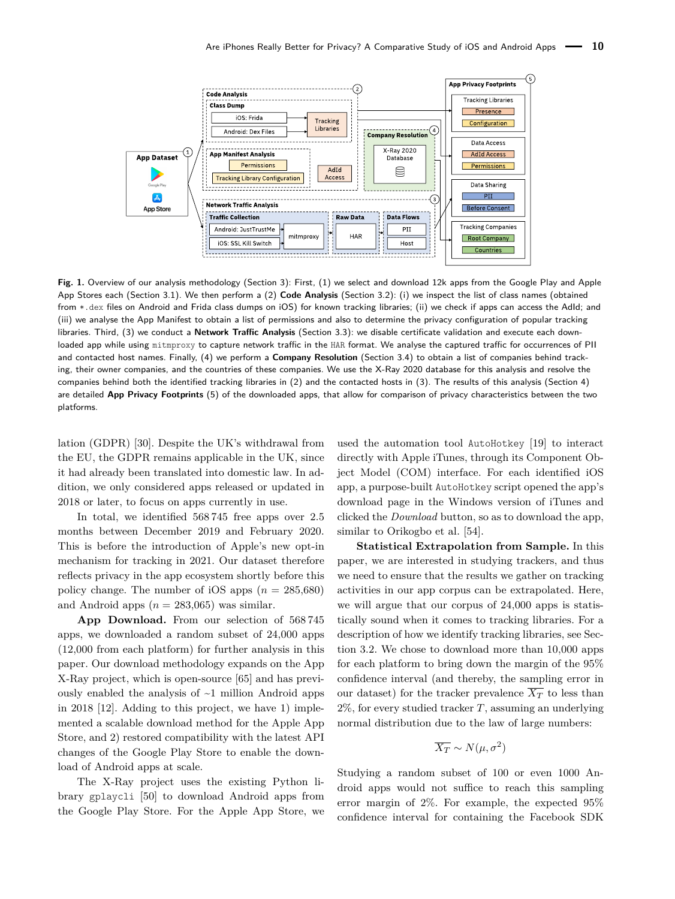**Fig. 1.** Overview of our analysis methodology (Section 3): First, (1) we select and download 12k apps from the Google Play and Apple App Stores each (Section 3.1). We then perform a (2) **Code Analysis** (Section 3.2): (i) we inspect the list of class names (obtained from *.dex files on Android and Frida class dumps on iOS) for known tracking libraries; (ii) we check if apps can access the AdId; and (iii) we analyse the App Manifest to obtain a list of permissions and also to determine the privacy configuration of popular tracking libraries. Third, (3) we conduct a **Network Traffic Analysis** (Section 3.3): we disable certificate validation and execute each downloaded app while using mitmproxy to capture network traffic in the HAR format. We analyse the captured traffic for occurrences of PII and contacted host names. Finally, (4) we perform a **Company Resolution** (Section 3.4) to obtain a list of companies behind tracking, their owner companies, and the countries of these companies. We use the X-Ray 2020 database for this analysis and resolve the companies behind both the identified tracking libraries in (2) and the contacted hosts in (3). The results of this analysis (Section 4) are detailed **App Privacy Footprints** (5) of the downloaded apps, that allow for comparison of privacy characteristics between the two platforms.

lation (GDPR) [30]. Despite the UK's withdrawal from the EU, the GDPR remains applicable in the UK, since it had already been translated into domestic law. In addition, we only considered apps released or updated in 2018 or later, to focus on apps currently in use.

In total, we identified 568 745 free apps over 2.5 months between December 2019 and February 2020. This is before the introduction of Apple's new opt-in mechanism for tracking in 2021. Our dataset therefore reflects privacy in the app ecosystem shortly before this policy change. The number of iOS apps ($n = 285{,}680$) and Android apps ($n = 283{,}065$) was similar.

**App Download.** From our selection of 568 745 apps, we downloaded a random subset of 24,000 apps (12,000 from each platform) for further analysis in this paper. Our download methodology expands on the App X-Ray project, which is open-source [65] and has previously enabled the analysis of ~1 million Android apps in 2018 [12]. Adding to this project, we have 1) implemented a scalable download method for the Apple App Store, and 2) restored compatibility with the latest API changes of the Google Play Store to enable the download of Android apps at scale.

The X-Ray project uses the existing Python library gplaycli [50] to download Android apps from the Google Play Store. For the Apple App Store, we used the automation tool AutoHotkey [19] to interact directly with Apple iTunes, through its Component Object Model (COM) interface. For each identified iOS app, a purpose-built AutoHotkey script opened the app's download page in the Windows version of iTunes and clicked the *Download* button, so as to download the app, similar to Orikogbo et al. [54].

**Statistical Extrapolation from Sample.** In this paper, we are interested in studying trackers, and thus we need to ensure that the results we gather on tracking activities in our app corpus can be extrapolated. Here, we will argue that our corpus of 24,000 apps is statistically sound when it comes to tracking libraries. For a description of how we identify tracking libraries, see Section 3.2. We chose to download more than 10,000 apps for each platform to bring down the margin of the 95% confidence interval (and thereby, the sampling error in our dataset) for the tracker prevalence $\overline{X_T}$ to less than 2%, for every studied tracker $T$, assuming an underlying normal distribution due to the law of large numbers:

$$\overline{X_T} \sim N(\mu, \sigma^2)$$

Studying a random subset of 100 or even 1000 Android apps would not suffice to reach this sampling error margin of 2%. For example, the expected 95% confidence interval for containing the Facebook SDK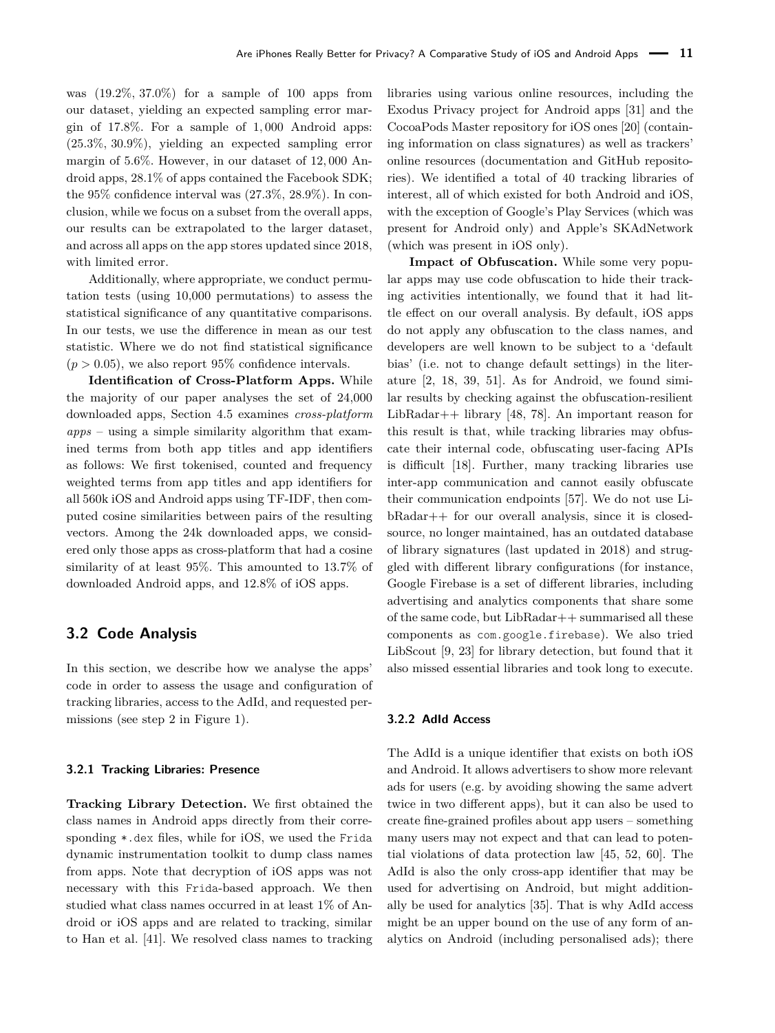was (19.2%, 37.0%) for a sample of 100 apps from our dataset, yielding an expected sampling error margin of 17.8%. For a sample of 1,000 Android apps: (25.3%, 30.9%), yielding an expected sampling error margin of 5.6%. However, in our dataset of 12,000 Android apps, 28.1% of apps contained the Facebook SDK; the 95% confidence interval was (27.3%, 28.9%). In conclusion, while we focus on a subset from the overall apps, our results can be extrapolated to the larger dataset, and across all apps on the app stores updated since 2018, with limited error.

Additionally, where appropriate, we conduct permutation tests (using 10,000 permutations) to assess the statistical significance of any quantitative comparisons. In our tests, we use the difference in mean as our test statistic. Where we do not find statistical significance ($p > 0.05$), we also report 95% confidence intervals.

**Identification of Cross-Platform Apps.** While the majority of our paper analyses the set of 24,000 downloaded apps, Section 4.5 examines *cross-platform apps* – using a simple similarity algorithm that examined terms from both app titles and app identifiers as follows: We first tokenised, counted and frequency weighted terms from app titles and app identifiers for all 560k iOS and Android apps using TF-IDF, then computed cosine similarities between pairs of the resulting vectors. Among the 24k downloaded apps, we considered only those apps as cross-platform that had a cosine similarity of at least 95%. This amounted to 13.7% of downloaded Android apps, and 12.8% of iOS apps.

## 3.2 Code Analysis

In this section, we describe how we analyse the apps' code in order to assess the usage and configuration of tracking libraries, access to the AdId, and requested permissions (see step 2 in Figure 1).

### 3.2.1 Tracking Libraries: Presence

**Tracking Library Detection.** We first obtained the class names in Android apps directly from their corresponding `*.dex` files, while for iOS, we used the `Frida` dynamic instrumentation toolkit to dump class names from apps. Note that decryption of iOS apps was not necessary with this `Frida`-based approach. We then studied what class names occurred in at least 1% of Android or iOS apps and are related to tracking, similar to Han et al. [41]. We resolved class names to tracking libraries using various online resources, including the Exodus Privacy project for Android apps [31] and the CocoaPods Master repository for iOS ones [20] (containing information on class signatures) as well as trackers' online resources (documentation and GitHub repositories). We identified a total of 40 tracking libraries of interest, all of which existed for both Android and iOS, with the exception of Google's Play Services (which was present for Android only) and Apple's SKAdNetwork (which was present in iOS only).

**Impact of Obfuscation.** While some very popular apps may use code obfuscation to hide their tracking activities intentionally, we found that it had little effect on our overall analysis. By default, iOS apps do not apply any obfuscation to the class names, and developers are well known to be subject to a 'default bias' (i.e. not to change default settings) in the literature [2, 18, 39, 51]. As for Android, we found similar results by checking against the obfuscation-resilient LibRadar++ library [48, 78]. An important reason for this result is that, while tracking libraries may obfuscate their internal code, obfuscating user-facing APIs is difficult [18]. Further, many tracking libraries use inter-app communication and cannot easily obfuscate their communication endpoints [57]. We do not use LibRadar++ for our overall analysis, since it is closed-source, no longer maintained, has an outdated database of library signatures (last updated in 2018) and struggled with different library configurations (for instance, Google Firebase is a set of different libraries, including advertising and analytics components that share some of the same code, but LibRadar++ summarised all these components as `com.google.firebase`). We also tried LibScout [9, 23] for library detection, but found that it also missed essential libraries and took long to execute.

### 3.2.2 AdId Access

The AdId is a unique identifier that exists on both iOS and Android. It allows advertisers to show more relevant ads for users (e.g. by avoiding showing the same advert twice in two different apps), but it can also be used to create fine-grained profiles about app users – something many users may not expect and that can lead to potential violations of data protection law [45, 52, 60]. The AdId is also the only cross-app identifier that may be used for advertising on Android, but might additionally be used for analytics [35]. That is why AdId access might be an upper bound on the use of any form of analytics on Android (including personalised ads); there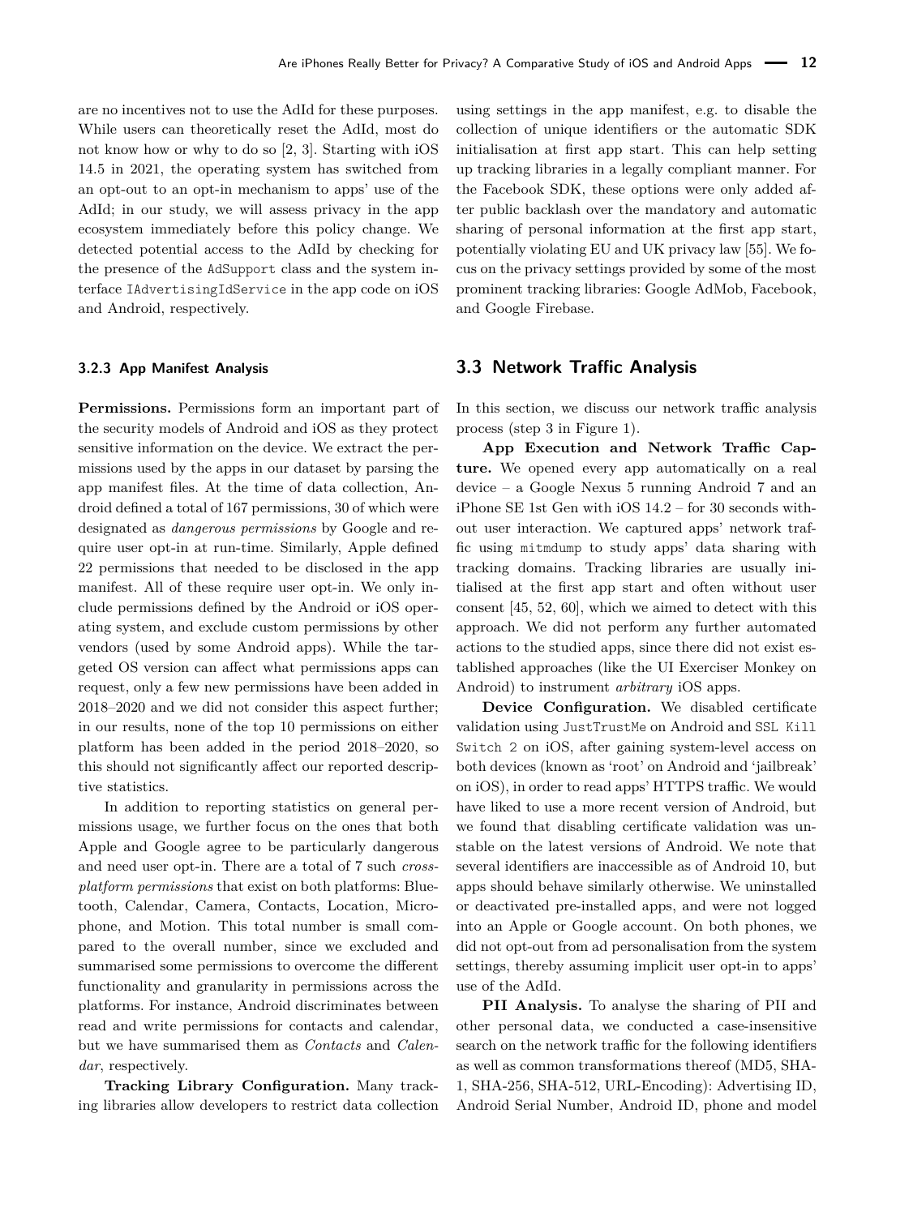are no incentives not to use the AdId for these purposes. While users can theoretically reset the AdId, most do not know how or why to do so [2, 3]. Starting with iOS 14.5 in 2021, the operating system has switched from an opt-out to an opt-in mechanism to apps' use of the AdId; in our study, we will assess privacy in the app ecosystem immediately before this policy change. We detected potential access to the AdId by checking for the presence of the `AdSupport` class and the system interface `IAdvertisingIdService` in the app code on iOS and Android, respectively.

#### 3.2.3 App Manifest Analysis

**Permissions.** Permissions form an important part of the security models of Android and iOS as they protect sensitive information on the device. We extract the permissions used by the apps in our dataset by parsing the app manifest files. At the time of data collection, Android defined a total of 167 permissions, 30 of which were designated as *dangerous permissions* by Google and require user opt-in at run-time. Similarly, Apple defined 22 permissions that needed to be disclosed in the app manifest. All of these require user opt-in. We only include permissions defined by the Android or iOS operating system, and exclude custom permissions by other vendors (used by some Android apps). While the targeted OS version can affect what permissions apps can request, only a few new permissions have been added in 2018–2020 and we did not consider this aspect further; in our results, none of the top 10 permissions on either platform has been added in the period 2018–2020, so this should not significantly affect our reported descriptive statistics.

In addition to reporting statistics on general permissions usage, we further focus on the ones that both Apple and Google agree to be particularly dangerous and need user opt-in. There are a total of 7 such *cross-platform permissions* that exist on both platforms: Bluetooth, Calendar, Camera, Contacts, Location, Microphone, and Motion. This total number is small compared to the overall number, since we excluded and summarised some permissions to overcome the different functionality and granularity in permissions across the platforms. For instance, Android discriminates between read and write permissions for contacts and calendar, but we have summarised them as *Contacts* and *Calendar*, respectively.

**Tracking Library Configuration.** Many tracking libraries allow developers to restrict data collection using settings in the app manifest, e.g. to disable the collection of unique identifiers or the automatic SDK initialisation at first app start. This can help setting up tracking libraries in a legally compliant manner. For the Facebook SDK, these options were only added after public backlash over the mandatory and automatic sharing of personal information at the first app start, potentially violating EU and UK privacy law [55]. We focus on the privacy settings provided by some of the most prominent tracking libraries: Google AdMob, Facebook, and Google Firebase.

## 3.3 Network Traffic Analysis

In this section, we discuss our network traffic analysis process (step 3 in Figure 1).

**App Execution and Network Traffic Capture.** We opened every app automatically on a real device – a Google Nexus 5 running Android 7 and an iPhone SE 1st Gen with iOS 14.2 – for 30 seconds without user interaction. We captured apps' network traffic using `mitmdump` to study apps' data sharing with tracking domains. Tracking libraries are usually initialised at the first app start and often without user consent [45, 52, 60], which we aimed to detect with this approach. We did not perform any further automated actions to the studied apps, since there did not exist established approaches (like the UI Exerciser Monkey on Android) to instrument *arbitrary* iOS apps.

**Device Configuration.** We disabled certificate validation using `JustTrustMe` on Android and `SSL Kill Switch 2` on iOS, after gaining system-level access on both devices (known as 'root' on Android and 'jailbreak' on iOS), in order to read apps' HTTPS traffic. We would have liked to use a more recent version of Android, but we found that disabling certificate validation was unstable on the latest versions of Android. We note that several identifiers are inaccessible as of Android 10, but apps should behave similarly otherwise. We uninstalled or deactivated pre-installed apps, and were not logged into an Apple or Google account. On both phones, we did not opt-out from ad personalisation from the system settings, thereby assuming implicit user opt-in to apps' use of the AdId.

**PII Analysis.** To analyse the sharing of PII and other personal data, we conducted a case-insensitive search on the network traffic for the following identifiers as well as common transformations thereof (MD5, SHA-1, SHA-256, SHA-512, URL-Encoding): Advertising ID, Android Serial Number, Android ID, phone and model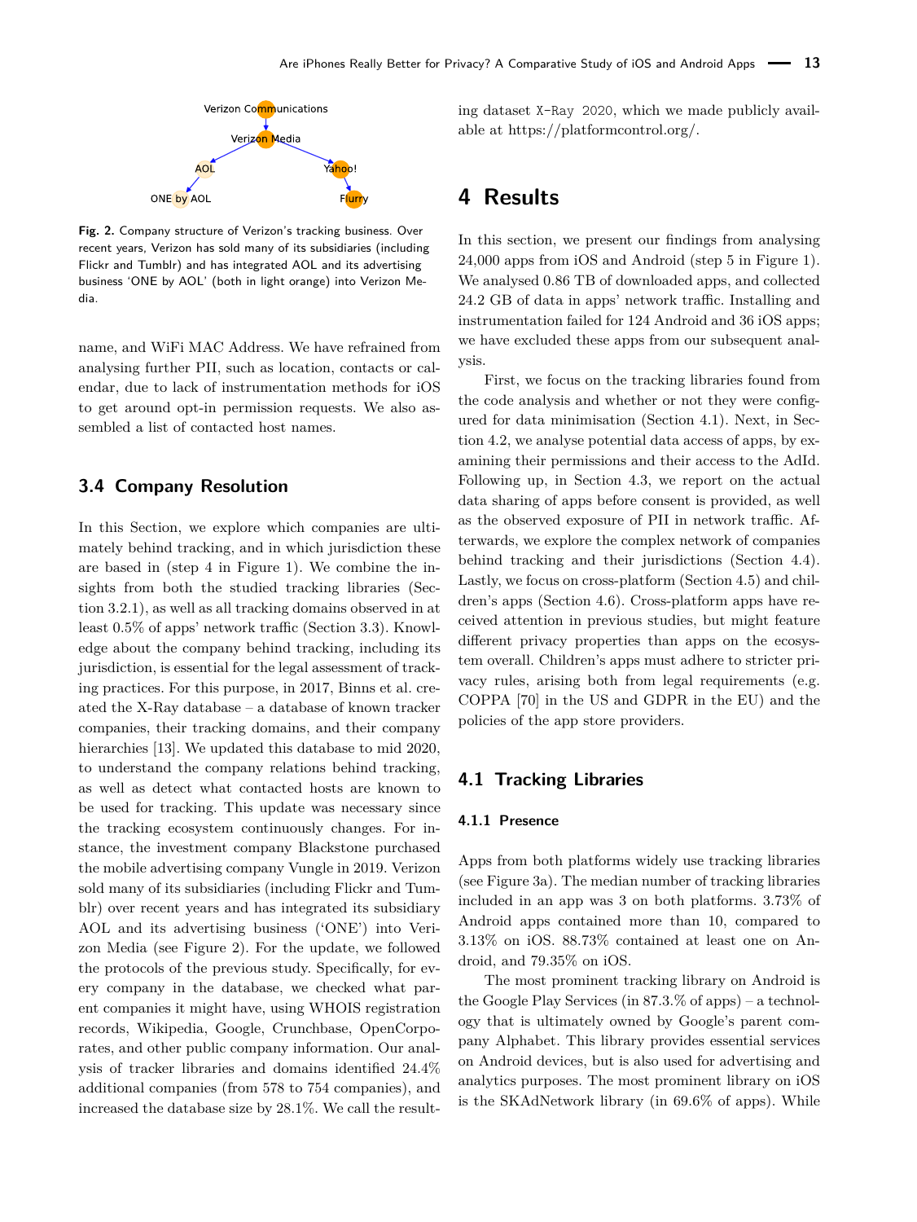Fig. 2. Company structure of Verizon's tracking business. Over recent years, Verizon has sold many of its subsidiaries (including Flickr and Tumblr) and has integrated AOL and its advertising business 'ONE by AOL' (both in light orange) into Verizon Media.

name, and WiFi MAC Address. We have refrained from analysing further PII, such as location, contacts or calendar, due to lack of instrumentation methods for iOS to get around opt-in permission requests. We also assembled a list of contacted host names.

### 3.4 Company Resolution

In this Section, we explore which companies are ultimately behind tracking, and in which jurisdiction these are based in (step 4 in Figure 1). We combine the insights from both the studied tracking libraries (Section 3.2.1), as well as all tracking domains observed in at least 0.5% of apps' network traffic (Section 3.3). Knowledge about the company behind tracking, including its jurisdiction, is essential for the legal assessment of tracking practices. For this purpose, in 2017, Binns et al. created the X-Ray database – a database of known tracker companies, their tracking domains, and their company hierarchies [13]. We updated this database to mid 2020, to understand the company relations behind tracking, as well as detect what contacted hosts are known to be used for tracking. This update was necessary since the tracking ecosystem continuously changes. For instance, the investment company Blackstone purchased the mobile advertising company Vungle in 2019. Verizon sold many of its subsidiaries (including Flickr and Tumblr) over recent years and has integrated its subsidiary AOL and its advertising business ('ONE') into Verizon Media (see Figure 2). For the update, we followed the protocols of the previous study. Specifically, for every company in the database, we checked what parent companies it might have, using WHOIS registration records, Wikipedia, Google, Crunchbase, OpenCorporates, and other public company information. Our analysis of tracker libraries and domains identified 24.4% additional companies (from 578 to 754 companies), and increased the database size by 28.1%. We call the resulting dataset X-Ray 2020, which we made publicly available at https://platformcontrol.org/.

## 4 Results

In this section, we present our findings from analysing 24,000 apps from iOS and Android (step 5 in Figure 1). We analysed 0.86 TB of downloaded apps, and collected 24.2 GB of data in apps' network traffic. Installing and instrumentation failed for 124 Android and 36 iOS apps; we have excluded these apps from our subsequent analysis.

First, we focus on the tracking libraries found from the code analysis and whether or not they were configured for data minimisation (Section 4.1). Next, in Section 4.2, we analyse potential data access of apps, by examining their permissions and their access to the AdId. Following up, in Section 4.3, we report on the actual data sharing of apps before consent is provided, as well as the observed exposure of PII in network traffic. Afterwards, we explore the complex network of companies behind tracking and their jurisdictions (Section 4.4). Lastly, we focus on cross-platform (Section 4.5) and children's apps (Section 4.6). Cross-platform apps have received attention in previous studies, but might feature different privacy properties than apps on the ecosystem overall. Children's apps must adhere to stricter privacy rules, arising both from legal requirements (e.g. COPPA [70] in the US and GDPR in the EU) and the policies of the app store providers.

### 4.1 Tracking Libraries

#### 4.1.1 Presence

Apps from both platforms widely use tracking libraries (see Figure 3a). The median number of tracking libraries included in an app was 3 on both platforms. 3.73% of Android apps contained more than 10, compared to 3.13% on iOS. 88.73% contained at least one on Android, and 79.35% on iOS.

The most prominent tracking library on Android is the Google Play Services (in 87.3.% of apps) – a technology that is ultimately owned by Google's parent company Alphabet. This library provides essential services on Android devices, but is also used for advertising and analytics purposes. The most prominent library on iOS is the SKAdNetwork library (in 69.6% of apps). While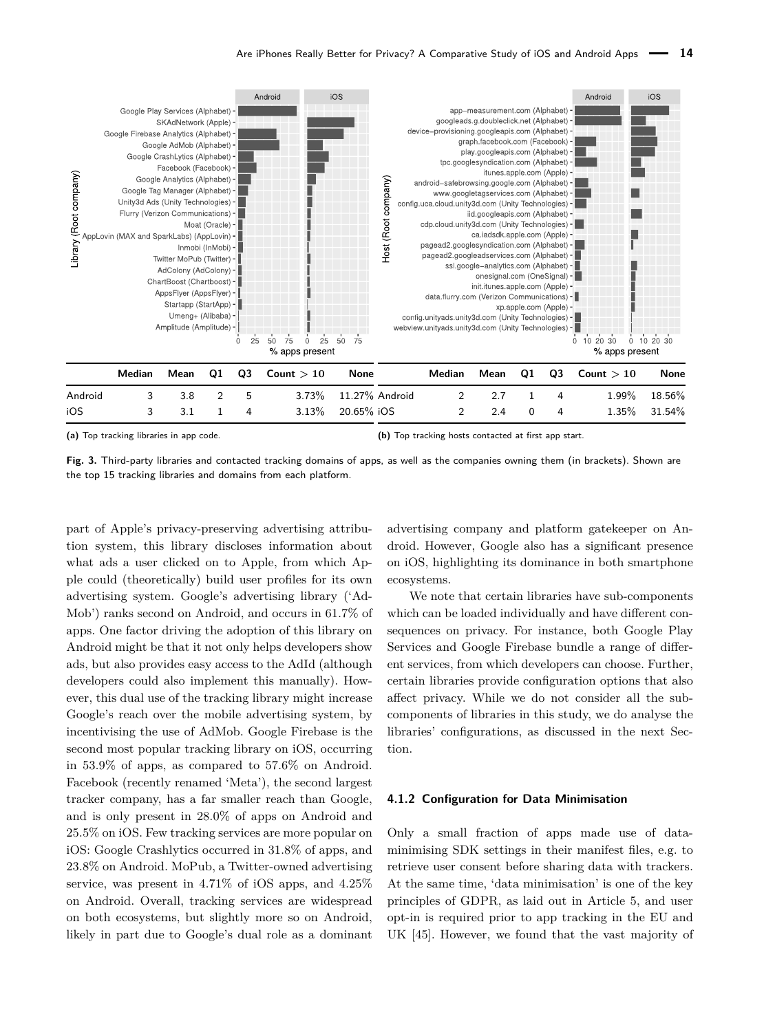| | Median | Mean | Q1 | Q3 | Count > 10 | None |
|---|---|---|---|---|---|---|
| Android | 3 | 3.8 | 2 | 5 | 3.73% | 11.27% |
| iOS | 3 | 3.1 | 1 | 4 | 3.13% | 20.65% |

**(a)** Top tracking libraries in app code.

| | Median | Mean | Q1 | Q3 | Count > 10 | None |
|---|---|---|---|---|---|---|
| Android | 2 | 2.7 | 1 | 4 | 1.99% | 18.56% |
| iOS | 2 | 2.4 | 0 | 4 | 1.35% | 31.54% |

**(b)** Top tracking hosts contacted at first app start.

**Fig. 3.** Third-party libraries and contacted tracking domains of apps, as well as the companies owning them (in brackets). Shown are the top 15 tracking libraries and domains from each platform.

part of Apple's privacy-preserving advertising attribution system, this library discloses information about what ads a user clicked on to Apple, from which Apple could (theoretically) build user profiles for its own advertising system. Google's advertising library ('AdMob') ranks second on Android, and occurs in 61.7% of apps. One factor driving the adoption of this library on Android might be that it not only helps developers show ads, but also provides easy access to the AdId (although developers could also implement this manually). However, this dual use of the tracking library might increase Google's reach over the mobile advertising system, by incentivising the use of AdMob. Google Firebase is the second most popular tracking library on iOS, occurring in 53.9% of apps, as compared to 57.6% on Android. Facebook (recently renamed 'Meta'), the second largest tracker company, has a far smaller reach than Google, and is only present in 28.0% of apps on Android and 25.5% on iOS. Few tracking services are more popular on iOS: Google Crashlytics occurred in 31.8% of apps, and 23.8% on Android. MoPub, a Twitter-owned advertising service, was present in 4.71% of iOS apps, and 4.25% on Android. Overall, tracking services are widespread on both ecosystems, but slightly more so on Android, likely in part due to Google's dual role as a dominant advertising company and platform gatekeeper on Android. However, Google also has a significant presence on iOS, highlighting its dominance in both smartphone ecosystems.

We note that certain libraries have sub-components which can be loaded individually and have different consequences on privacy. For instance, both Google Play Services and Google Firebase bundle a range of different services, from which developers can choose. Further, certain libraries provide configuration options that also affect privacy. While we do not consider all the sub-components of libraries in this study, we do analyse the libraries' configurations, as discussed in the next Section.

#### 4.1.2 Configuration for Data Minimisation

Only a small fraction of apps made use of data-minimising SDK settings in their manifest files, e.g. to retrieve user consent before sharing data with trackers. At the same time, 'data minimisation' is one of the key principles of GDPR, as laid out in Article 5, and user opt-in is required prior to app tracking in the EU and UK [45]. However, we found that the vast majority of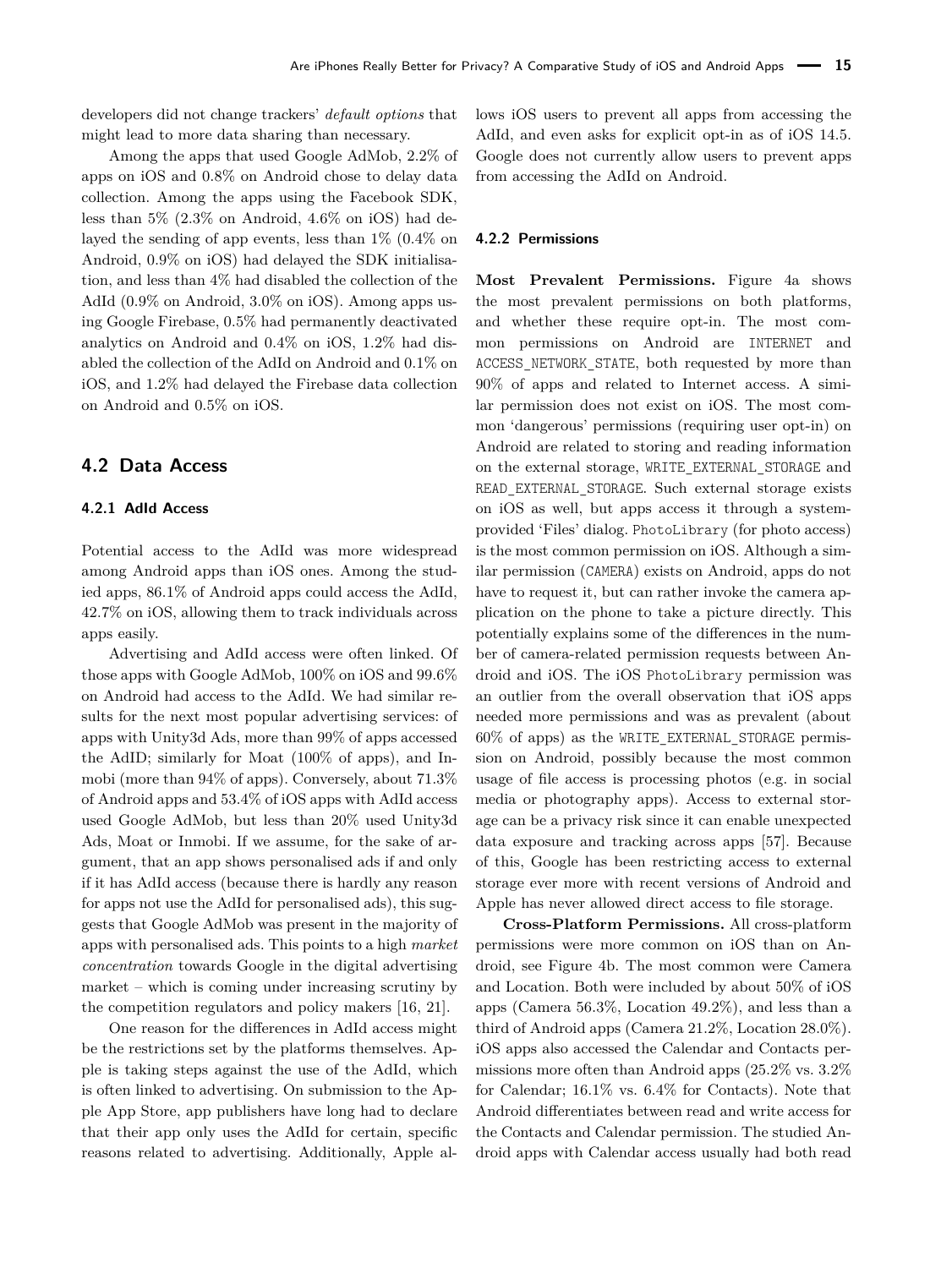developers did not change trackers' *default options* that might lead to more data sharing than necessary.

Among the apps that used Google AdMob, 2.2% of apps on iOS and 0.8% on Android chose to delay data collection. Among the apps using the Facebook SDK, less than 5% (2.3% on Android, 4.6% on iOS) had delayed the sending of app events, less than 1% (0.4% on Android, 0.9% on iOS) had delayed the SDK initialisation, and less than 4% had disabled the collection of the AdId (0.9% on Android, 3.0% on iOS). Among apps using Google Firebase, 0.5% had permanently deactivated analytics on Android and 0.4% on iOS, 1.2% had disabled the collection of the AdId on Android and 0.1% on iOS, and 1.2% had delayed the Firebase data collection on Android and 0.5% on iOS.

## 4.2 Data Access

### 4.2.1 AdId Access

Potential access to the AdId was more widespread among Android apps than iOS ones. Among the studied apps, 86.1% of Android apps could access the AdId, 42.7% on iOS, allowing them to track individuals across apps easily.

Advertising and AdId access were often linked. Of those apps with Google AdMob, 100% on iOS and 99.6% on Android had access to the AdId. We had similar results for the next most popular advertising services: of apps with Unity3d Ads, more than 99% of apps accessed the AdID; similarly for Moat (100% of apps), and Inmobi (more than 94% of apps). Conversely, about 71.3% of Android apps and 53.4% of iOS apps with AdId access used Google AdMob, but less than 20% used Unity3d Ads, Moat or Inmobi. If we assume, for the sake of argument, that an app shows personalised ads if and only if it has AdId access (because there is hardly any reason for apps not use the AdId for personalised ads), this suggests that Google AdMob was present in the majority of apps with personalised ads. This points to a high *market concentration* towards Google in the digital advertising market – which is coming under increasing scrutiny by the competition regulators and policy makers [16, 21].

One reason for the differences in AdId access might be the restrictions set by the platforms themselves. Apple is taking steps against the use of the AdId, which is often linked to advertising. On submission to the Apple App Store, app publishers have long had to declare that their app only uses the AdId for certain, specific reasons related to advertising. Additionally, Apple allows iOS users to prevent all apps from accessing the AdId, and even asks for explicit opt-in as of iOS 14.5. Google does not currently allow users to prevent apps from accessing the AdId on Android.

### 4.2.2 Permissions

**Most Prevalent Permissions.** Figure 4a shows the most prevalent permissions on both platforms, and whether these require opt-in. The most common permissions on Android are `INTERNET` and `ACCESS_NETWORK_STATE`, both requested by more than 90% of apps and related to Internet access. A similar permission does not exist on iOS. The most common 'dangerous' permissions (requiring user opt-in) on Android are related to storing and reading information on the external storage, `WRITE_EXTERNAL_STORAGE` and `READ_EXTERNAL_STORAGE`. Such external storage exists on iOS as well, but apps access it through a system-provided 'Files' dialog. `PhotoLibrary` (for photo access) is the most common permission on iOS. Although a similar permission (`CAMERA`) exists on Android, apps do not have to request it, but can rather invoke the camera application on the phone to take a picture directly. This potentially explains some of the differences in the number of camera-related permission requests between Android and iOS. The iOS `PhotoLibrary` permission was an outlier from the overall observation that iOS apps needed more permissions and was as prevalent (about 60% of apps) as the `WRITE_EXTERNAL_STORAGE` permission on Android, possibly because the most common usage of file access is processing photos (e.g. in social media or photography apps). Access to external storage can be a privacy risk since it can enable unexpected data exposure and tracking across apps [57]. Because of this, Google has been restricting access to external storage ever more with recent versions of Android and Apple has never allowed direct access to file storage.

**Cross-Platform Permissions.** All cross-platform permissions were more common on iOS than on Android, see Figure 4b. The most common were Camera and Location. Both were included by about 50% of iOS apps (Camera 56.3%, Location 49.2%), and less than a third of Android apps (Camera 21.2%, Location 28.0%). iOS apps also accessed the Calendar and Contacts permissions more often than Android apps (25.2% vs. 3.2% for Calendar; 16.1% vs. 6.4% for Contacts). Note that Android differentiates between read and write access for the Contacts and Calendar permission. The studied Android apps with Calendar access usually had both read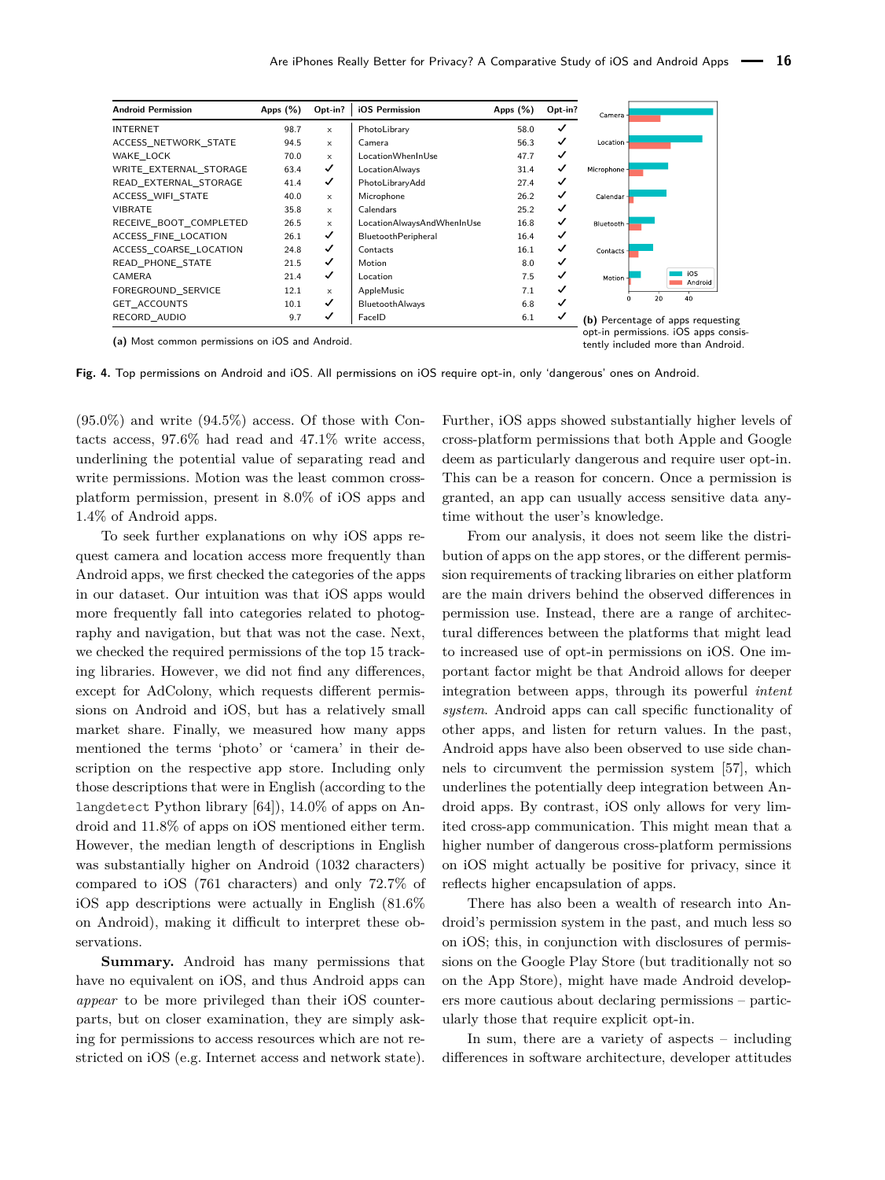| Android Permission | Apps (%) | Opt-in? | iOS Permission | Apps (%) | Opt-in? |
|---|---|---|---|---|---|
| INTERNET | 98.7 | × | PhotoLibrary | 58.0 | ✓ |
| ACCESS_NETWORK_STATE | 94.5 | × | Camera | 56.3 | ✓ |
| WAKE_LOCK | 70.0 | × | LocationWhenInUse | 47.7 | ✓ |
| WRITE_EXTERNAL_STORAGE | 63.4 | ✓ | LocationAlways | 31.4 | ✓ |
| READ_EXTERNAL_STORAGE | 41.4 | ✓ | PhotoLibraryAdd | 27.4 | ✓ |
| ACCESS_WIFI_STATE | 40.0 | × | Microphone | 26.2 | ✓ |
| VIBRATE | 35.8 | × | Calendars | 25.2 | ✓ |
| RECEIVE_BOOT_COMPLETED | 26.5 | × | LocationAlwaysAndWhenInUse | 16.8 | ✓ |
| ACCESS_FINE_LOCATION | 26.1 | ✓ | BluetoothPeripheral | 16.4 | ✓ |
| ACCESS_COARSE_LOCATION | 24.8 | ✓ | Contacts | 16.1 | ✓ |
| READ_PHONE_STATE | 21.5 | ✓ | Motion | 8.0 | ✓ |
| CAMERA | 21.4 | ✓ | Location | 7.5 | ✓ |
| FOREGROUND_SERVICE | 12.1 | × | AppleMusic | 7.1 | ✓ |
| GET_ACCOUNTS | 10.1 | ✓ | BluetoothAlways | 6.8 | ✓ |
| RECORD_AUDIO | 9.7 | ✓ | FaceID | 6.1 | ✓ |

**(a)** Most common permissions on iOS and Android.

**(b)** Percentage of apps requesting opt-in permissions. iOS apps consistently included more than Android.

**Fig. 4.** Top permissions on Android and iOS. All permissions on iOS require opt-in, only 'dangerous' ones on Android.

(95.0%) and write (94.5%) access. Of those with Contacts access, 97.6% had read and 47.1% write access, underlining the potential value of separating read and write permissions. Motion was the least common cross-platform permission, present in 8.0% of iOS apps and 1.4% of Android apps.

To seek further explanations on why iOS apps request camera and location access more frequently than Android apps, we first checked the categories of the apps in our dataset. Our intuition was that iOS apps would more frequently fall into categories related to photography and navigation, but that was not the case. Next, we checked the required permissions of the top 15 tracking libraries. However, we did not find any differences, except for AdColony, which requests different permissions on Android and iOS, but has a relatively small market share. Finally, we measured how many apps mentioned the terms 'photo' or 'camera' in their description on the respective app store. Including only those descriptions that were in English (according to the `langdetect` Python library [64]), 14.0% of apps on Android and 11.8% of apps on iOS mentioned either term. However, the median length of descriptions in English was substantially higher on Android (1032 characters) compared to iOS (761 characters) and only 72.7% of iOS app descriptions were actually in English (81.6% on Android), making it difficult to interpret these observations.

**Summary.** Android has many permissions that have no equivalent on iOS, and thus Android apps can *appear* to be more privileged than their iOS counterparts, but on closer examination, they are simply asking for permissions to access resources which are not restricted on iOS (e.g. Internet access and network state). Further, iOS apps showed substantially higher levels of cross-platform permissions that both Apple and Google deem as particularly dangerous and require user opt-in. This can be a reason for concern. Once a permission is granted, an app can usually access sensitive data anytime without the user's knowledge.

From our analysis, it does not seem like the distribution of apps on the app stores, or the different permission requirements of tracking libraries on either platform are the main drivers behind the observed differences in permission use. Instead, there are a range of architectural differences between the platforms that might lead to increased use of opt-in permissions on iOS. One important factor might be that Android allows for deeper integration between apps, through its powerful *intent system*. Android apps can call specific functionality of other apps, and listen for return values. In the past, Android apps have also been observed to use side channels to circumvent the permission system [57], which underlines the potentially deep integration between Android apps. By contrast, iOS only allows for very limited cross-app communication. This might mean that a higher number of dangerous cross-platform permissions on iOS might actually be positive for privacy, since it reflects higher encapsulation of apps.

There has also been a wealth of research into Android's permission system in the past, and much less so on iOS; this, in conjunction with disclosures of permissions on the Google Play Store (but traditionally not so on the App Store), might have made Android developers more cautious about declaring permissions – particularly those that require explicit opt-in.

In sum, there are a variety of aspects – including differences in software architecture, developer attitudes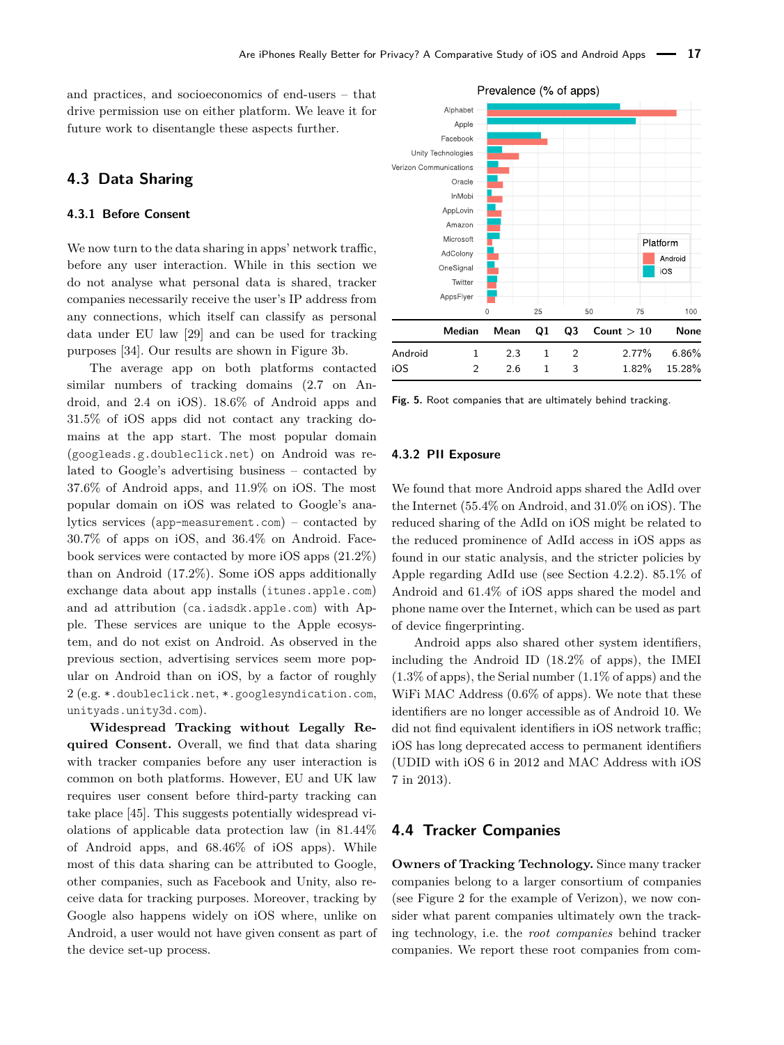and practices, and socioeconomics of end-users – that drive permission use on either platform. We leave it for future work to disentangle these aspects further.

## 4.3 Data Sharing

### 4.3.1 Before Consent

We now turn to the data sharing in apps' network traffic, before any user interaction. While in this section we do not analyse what personal data is shared, tracker companies necessarily receive the user's IP address from any connections, which itself can classify as personal data under EU law [29] and can be used for tracking purposes [34]. Our results are shown in Figure 3b.

The average app on both platforms contacted similar numbers of tracking domains (2.7 on Android, and 2.4 on iOS). 18.6% of Android apps and 31.5% of iOS apps did not contact any tracking domains at the app start. The most popular domain (`googleads.g.doubleclick.net`) on Android was related to Google's advertising business – contacted by 37.6% of Android apps, and 11.9% on iOS. The most popular domain on iOS was related to Google's analytics services (`app-measurement.com`) – contacted by 30.7% of apps on iOS, and 36.4% on Android. Facebook services were contacted by more iOS apps (21.2%) than on Android (17.2%). Some iOS apps additionally exchange data about app installs (`itunes.apple.com`) and ad attribution (`ca.iadsdk.apple.com`) with Apple. These services are unique to the Apple ecosystem, and do not exist on Android. As observed in the previous section, advertising services seem more popular on Android than on iOS, by a factor of roughly 2 (e.g. `*.doubleclick.net`, `*.googlesyndication.com`, `unityads.unity3d.com`).

**Widespread Tracking without Legally Required Consent.** Overall, we find that data sharing with tracker companies before any user interaction is common on both platforms. However, EU and UK law requires user consent before third-party tracking can take place [45]. This suggests potentially widespread violations of applicable data protection law (in 81.44% of Android apps, and 68.46% of iOS apps). While most of this data sharing can be attributed to Google, other companies, also Facebook and Unity, also receive data for tracking purposes. Moreover, tracking by Google also happens widely on iOS where, unlike on Android, a user would not have given consent as part of the device set-up process.

| | Median | Mean | Q1 | Q3 | Count > 10 | None |
|---|---|---|---|---|---|---|
| Android | 1 | 2.3 | 1 | 2 | 2.77% | 6.86% |
| iOS | 2 | 2.6 | 1 | 3 | 1.82% | 15.28% |

**Fig. 5.** Root companies that are ultimately behind tracking.

### 4.3.2 PII Exposure

We found that more Android apps shared the AdId over the Internet (55.4% on Android, and 31.0% on iOS). The reduced sharing of the AdId on iOS might be related to the reduced prominence of AdId access in iOS apps as found in our static analysis, and the stricter policies by Apple regarding AdId use (see Section 4.2.2). 85.1% of Android and 61.4% of iOS apps shared the model and phone name over the Internet, which can be used as part of device fingerprinting.

Android apps also shared other system identifiers, including the Android ID (18.2% of apps), the IMEI (1.3% of apps), the Serial number (1.1% of apps) and the WiFi MAC Address (0.6% of apps). We note that these identifiers are no longer accessible as of Android 10. We did not find equivalent identifiers in iOS network traffic; iOS has long deprecated access to permanent identifiers (UDID with iOS 6 in 2012 and MAC Address with iOS 7 in 2013).

## 4.4 Tracker Companies

**Owners of Tracking Technology.** Since many tracker companies belong to a larger consortium of companies (see Figure 2 for the example of Verizon), we now consider what parent companies ultimately own the tracking technology, i.e. the *root companies* behind tracker companies. We report these root companies from com-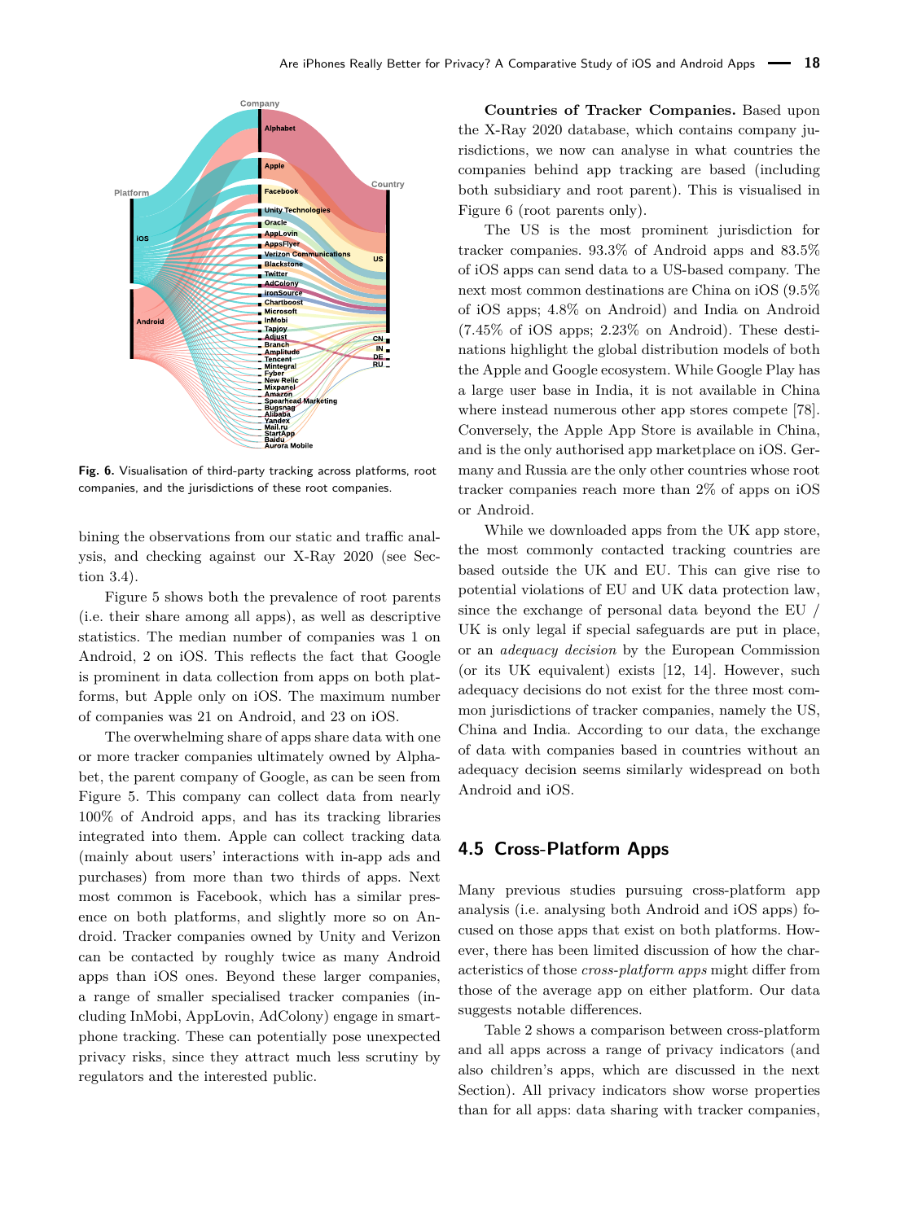Fig. 6. Visualisation of third-party tracking across platforms, root companies, and the jurisdictions of these root companies.

bining the observations from our static and traffic analysis, and checking against our X-Ray 2020 (see Section 3.4).

Figure 5 shows both the prevalence of root parents (i.e. their share among all apps), as well as descriptive statistics. The median number of companies was 1 on Android, 2 on iOS. This reflects the fact that Google is prominent in data collection from apps on both platforms, but Apple only on iOS. The maximum number of companies was 21 on Android, and 23 on iOS.

The overwhelming share of apps share data with one or more tracker companies ultimately owned by Alphabet, the parent company of Google, as can be seen from Figure 5. This company can collect data from nearly 100% of Android apps, and has its tracking libraries integrated into them. Apple can collect tracking data (mainly about users' interactions with in-app ads and purchases) from more than two thirds of apps. Next most common is Facebook, which has a similar presence on both platforms, and slightly more so on Android. Tracker companies owned by Unity and Verizon can be contacted by roughly twice as many Android apps than iOS ones. Beyond these larger companies, a range of smaller specialised tracker companies (including InMobi, AppLovin, AdColony) engage in smartphone tracking. These can potentially pose unexpected privacy risks, since they attract much less scrutiny by regulators and the interested public.

**Countries of Tracker Companies.** Based upon the X-Ray 2020 database, which contains company jurisdictions, we now can analyse in what countries the companies behind app tracking are based (including both subsidiary and root parent). This is visualised in Figure 6 (root parents only).

The US is the most prominent jurisdiction for tracker companies. 93.3% of Android apps and 83.5% of iOS apps can send data to a US-based company. The next most common destinations are China on iOS (9.5% of iOS apps; 4.8% on Android) and India on Android (7.45% of iOS apps; 2.23% on Android). These destinations highlight the global distribution models of both the Apple and Google ecosystem. While Google Play has a large user base in India, it is not available in China where instead numerous other app stores compete [78]. Conversely, the Apple App Store is available in China, and is the only authorised app marketplace on iOS. Germany and Russia are the only other countries whose root tracker companies reach more than 2% of apps on iOS or Android.

While we downloaded apps from the UK app store, the most commonly contacted tracking countries are based outside the UK and EU. This can give rise to potential violations of EU and UK data protection law, since the exchange of personal data beyond the EU / UK is only legal if special safeguards are put in place, or an *adequacy decision* by the European Commission (or its UK equivalent) exists [12, 14]. However, such adequacy decisions do not exist for the three most common jurisdictions of tracker companies, namely the US, China and India. According to our data, the exchange of data with companies based in countries without an adequacy decision seems similarly widespread on both Android and iOS.

## 4.5 Cross-Platform Apps

Many previous studies pursuing cross-platform app analysis (i.e. analysing both Android and iOS apps) focused on those apps that exist on both platforms. However, there has been limited discussion of how the characteristics of those *cross-platform apps* might differ from those of the average app on either platform. Our data suggests notable differences.

Table 2 shows a comparison between cross-platform and all apps across a range of privacy indicators (and also children's apps, which are discussed in the next Section). All privacy indicators show worse properties than for all apps: data sharing with tracker companies,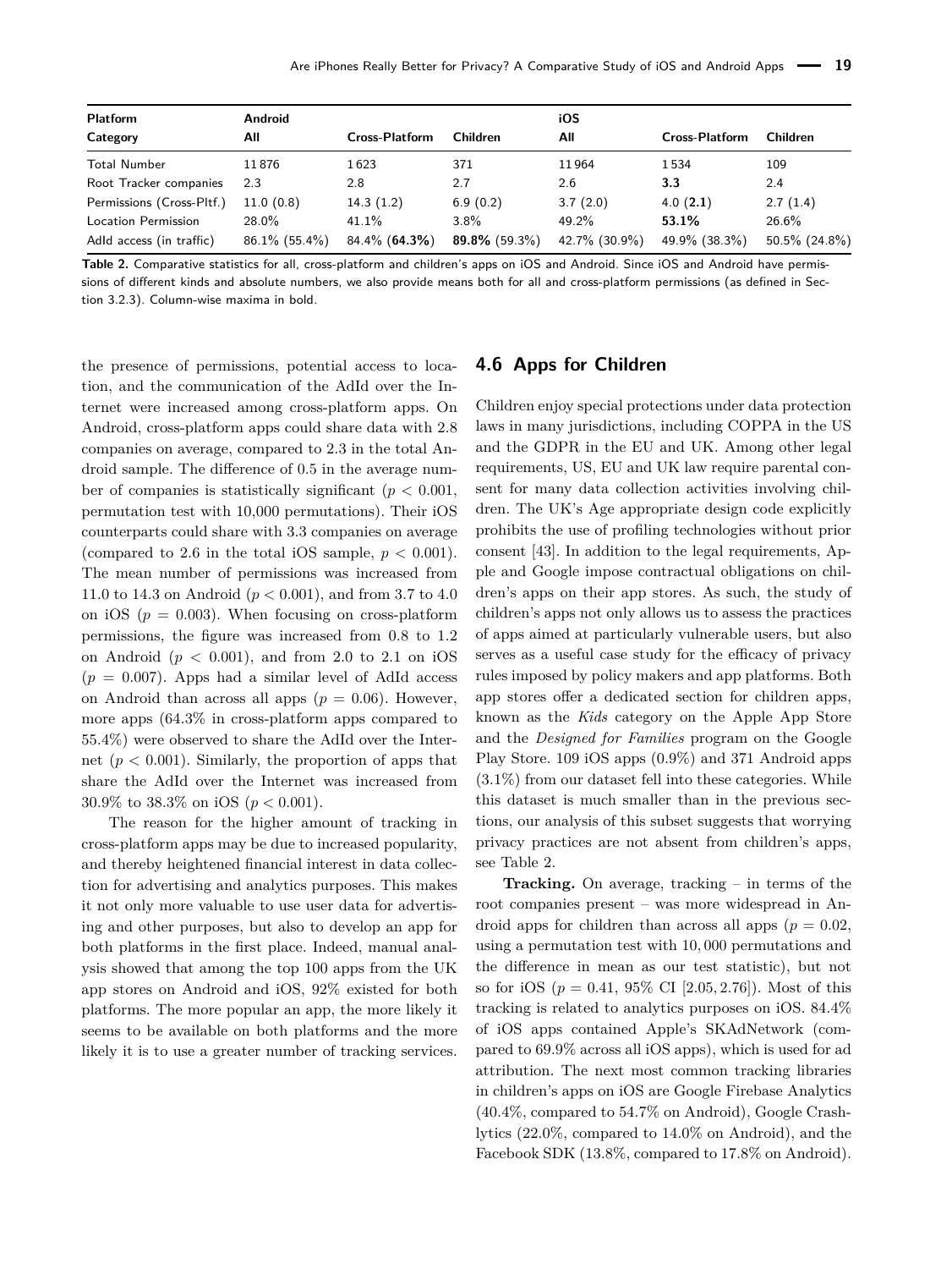| Platform | Android | | | iOS | | |
|---|---|---|---|---|---|---|
| Category | All | Cross-Platform | Children | All | Cross-Platform | Children |
| Total Number | 11 876 | 1 623 | 371 | 11 964 | 1 534 | 109 |
| Root Tracker companies | 2.3 | 2.8 | 2.7 | 2.6 | **3.3** | 2.4 |
| Permissions (Cross-Pltf.) | 11.0 (0.8) | 14.3 (1.2) | 6.9 (0.2) | 3.7 (2.0) | 4.0 (**2.1**) | 2.7 (1.4) |
| Location Permission | 28.0% | 41.1% | 3.8% | 49.2% | **53.1%** | 26.6% |
| AdId access (in traffic) | 86.1% (55.4%) | 84.4% (**64.3%**) | **89.8%** (59.3%) | 42.7% (30.9%) | 49.9% (38.3%) | 50.5% (24.8%) |

**Table 2.** Comparative statistics for all, cross-platform and children's apps on iOS and Android. Since iOS and Android have permissions of different kinds and absolute numbers, we also provide means both for all and cross-platform permissions (as defined in Section 3.2.3). Column-wise maxima in bold.

the presence of permissions, potential access to location, and the communication of the AdId over the Internet were increased among cross-platform apps. On Android, cross-platform apps could share data with 2.8 companies on average, compared to 2.3 in the total Android sample. The difference of 0.5 in the average number of companies is statistically significant ($p < 0.001$, permutation test with 10,000 permutations). Their iOS counterparts could share with 3.3 companies on average (compared to 2.6 in the total iOS sample, $p < 0.001$). The mean number of permissions was increased from 11.0 to 14.3 on Android ($p < 0.001$), and from 3.7 to 4.0 on iOS ($p = 0.003$). When focusing on cross-platform permissions, the figure was increased from 0.8 to 1.2 on Android ($p < 0.001$), and from 2.0 to 2.1 on iOS ($p = 0.007$). Apps had a similar level of AdId access on Android than across all apps ($p = 0.06$). However, more apps (64.3% in cross-platform apps compared to 55.4%) were observed to share the AdId over the Internet ($p < 0.001$). Similarly, the proportion of apps that share the AdId over the Internet was increased from 30.9% to 38.3% on iOS ($p < 0.001$).

The reason for the higher amount of tracking in cross-platform apps may be due to increased popularity, and thereby heightened financial interest in data collection for advertising and analytics purposes. This makes it not only more valuable to use user data for advertising and other purposes, but also to develop an app for both platforms in the first place. Indeed, manual analysis showed that among the top 100 apps from the UK app stores on Android and iOS, 92% existed for both platforms. The more popular an app, the more likely it seems to be available on both platforms and the more likely it is to use a greater number of tracking services.

## 4.6 Apps for Children

Children enjoy special protections under data protection laws in many jurisdictions, including COPPA in the US and the GDPR in the EU and UK. Among other legal requirements, US, EU and UK law require parental consent for many data collection activities involving children. The UK's Age appropriate design code explicitly prohibits the use of profiling technologies without prior consent [43]. In addition to the legal requirements, Apple and Google impose contractual obligations on children's apps on their app stores. As such, the study of children's apps not only allows us to assess the practices of apps aimed at particularly vulnerable users, but also serves as a useful case study for the efficacy of privacy rules imposed by policy makers and app platforms. Both app stores offer a dedicated section for children apps, known as the *Kids* category on the Apple App Store and the *Designed for Families* program on the Google Play Store. 109 iOS apps (0.9%) and 371 Android apps (3.1%) from our dataset fell into these categories. While this dataset is much smaller than in the previous sections, our analysis of this subset suggests that worrying privacy practices are not absent from children's apps, see Table 2.

**Tracking.** On average, tracking – in terms of the root companies present – was more widespread in Android apps for children than across all apps ($p = 0.02$, using a permutation test with 10,000 permutations and the difference in mean as our test statistic), but not so for iOS ($p = 0.41$, 95% CI $[2.05, 2.76]$). Most of this tracking is related to analytics purposes on iOS. 84.4% of iOS apps contained Apple's SKAdNetwork (compared to 69.9% across all iOS apps), which is used for ad attribution. The next most common tracking libraries in children's apps on iOS are Google Firebase Analytics (40.4%, compared to 54.7% on Android), Google Crashlytics (22.0%, compared to 14.0% on Android), and the Facebook SDK (13.8%, compared to 17.8% on Android).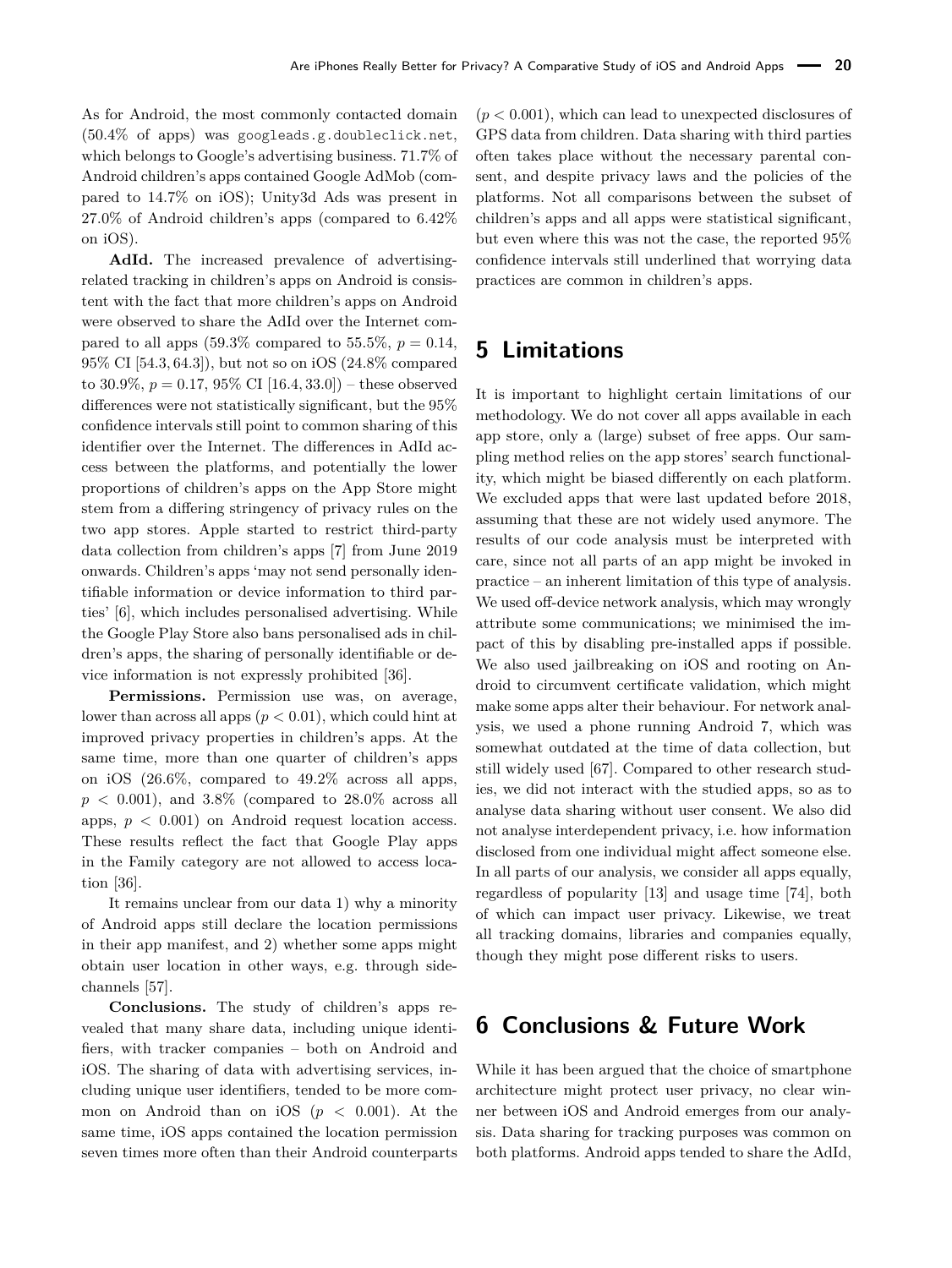As for Android, the most commonly contacted domain (50.4% of apps) was googleads.g.doubleclick.net, which belongs to Google's advertising business. 71.7% of Android children's apps contained Google AdMob (compared to 14.7% on iOS); Unity3d Ads was present in 27.0% of Android children's apps (compared to 6.42% on iOS).

**AdId.** The increased prevalence of advertising-related tracking in children's apps on Android is consistent with the fact that more children's apps on Android were observed to share the AdId over the Internet compared to all apps (59.3% compared to 55.5%, $p = 0.14$, 95% CI $[54.3, 64.3]$), but not so on iOS (24.8% compared to 30.9%, $p = 0.17$, 95% CI $[16.4, 33.0]$) – these observed differences were not statistically significant, but the 95% confidence intervals still point to common sharing of this identifier over the Internet. The differences in AdId access between the platforms, and potentially the lower proportions of children's apps on the App Store might stem from a differing stringency of privacy rules on the two app stores. Apple started to restrict third-party data collection from children's apps [7] from June 2019 onwards. Children's apps 'may not send personally identifiable information or device information to third parties' [6], which includes personalised advertising. While the Google Play Store also bans personalised ads in children's apps, the sharing of personally identifiable or device information is not expressly prohibited [36].

**Permissions.** Permission use was, on average, lower than across all apps ($p < 0.01$), which could hint at improved privacy properties in children's apps. At the same time, more than one quarter of children's apps on iOS (26.6%, compared to 49.2% across all apps, $p < 0.001$), and 3.8% (compared to 28.0% across all apps, $p < 0.001$) on Android request location access. These results reflect the fact that Google Play apps in the Family category are not allowed to access location [36].

It remains unclear from our data 1) why a minority of Android apps still declare the location permissions in their app manifest, and 2) whether some apps might obtain user location in other ways, e.g. through side-channels [57].

**Conclusions.** The study of children's apps revealed that many share data, including unique identifiers, with tracker companies – both on Android and iOS. The sharing of data with advertising services, including unique user identifiers, tended to be more common on Android than on iOS ($p < 0.001$). At the same time, iOS apps contained the location permission seven times more often than their Android counterparts ($p < 0.001$), which can lead to unexpected disclosures of GPS data from children. Data sharing with third parties often takes place without the necessary parental consent, and despite privacy laws and the policies of the platforms. Not all comparisons between the subset of children's apps and all apps were statistical significant, but even where this was not the case, the reported 95% confidence intervals still underlined that worrying data practices are common in children's apps.

## 5 Limitations

It is important to highlight certain limitations of our methodology. We do not cover all apps available in each app store, only a (large) subset of free apps. Our sampling method relies on the app stores' search functionality, which might be biased differently on each platform. We excluded apps that were last updated before 2018, assuming that these are not widely used anymore. The results of our code analysis must be interpreted with care, since not all parts of an app might be invoked in practice – an inherent limitation of this type of analysis. We used off-device network analysis, which may wrongly attribute some communications; we minimised the impact of this by disabling pre-installed apps if possible. We also used jailbreaking on iOS and rooting on Android to circumvent certificate validation, which might make some apps alter their behaviour. For network analysis, we used a phone running Android 7, which was somewhat outdated at the time of data collection, but still widely used [67]. Compared to other research studies, we did not interact with the studied apps, so as to analyse data sharing without user consent. We also did not analyse interdependent privacy, i.e. how information disclosed from one individual might affect someone else. In all parts of our analysis, we consider all apps equally, regardless of popularity [13] and usage time [74], both of which can impact user privacy. Likewise, we treat all tracking domains, libraries and companies equally, though they might pose different risks to users.

## 6 Conclusions & Future Work

While it has been argued that the choice of smartphone architecture might protect user privacy, no clear winner between iOS and Android emerges from our analysis. Data sharing for tracking purposes was common on both platforms. Android apps tended to share the AdId,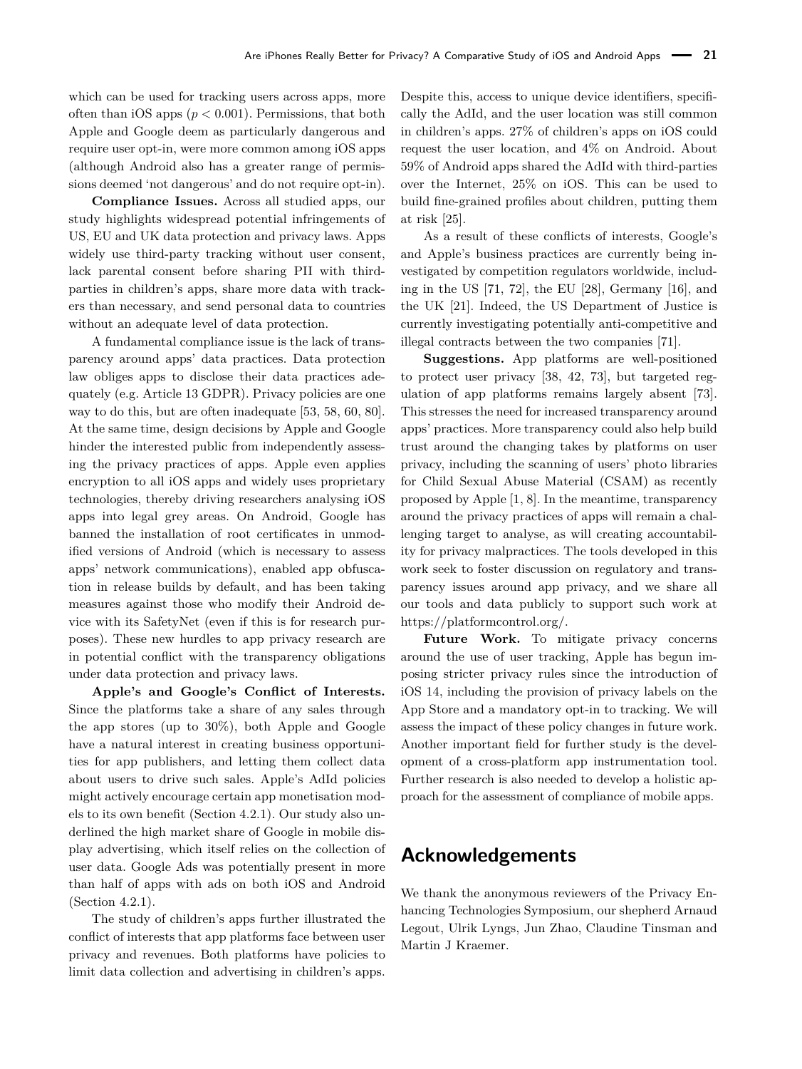which can be used for tracking users across apps, more often than iOS apps ($p < 0.001$). Permissions, that both Apple and Google deem as particularly dangerous and require user opt-in, were more common among iOS apps (although Android also has a greater range of permissions deemed 'not dangerous' and do not require opt-in).

**Compliance Issues.** Across all studied apps, our study highlights widespread potential infringements of US, EU and UK data protection and privacy laws. Apps widely use third-party tracking without user consent, lack parental consent before sharing PII with third-parties in children's apps, share more data with trackers than necessary, and send personal data to countries without an adequate level of data protection.

A fundamental compliance issue is the lack of transparency around apps' data practices. Data protection law obliges apps to disclose their data practices adequately (e.g. Article 13 GDPR). Privacy policies are one way to do this, but are often inadequate [53, 58, 60, 80]. At the same time, design decisions by Apple and Google hinder the interested public from independently assessing the privacy practices of apps. Apple even applies encryption to all iOS apps and widely uses proprietary technologies, thereby driving researchers analysing iOS apps into legal grey areas. On Android, Google has banned the installation of root certificates in unmodified versions of Android (which is necessary to assess apps' network communications), enabled app obfuscation in release builds by default, and has been taking measures against those who modify their Android device with its SafetyNet (even if this is for research purposes). These new hurdles to app privacy research are in potential conflict with the transparency obligations under data protection and privacy laws.

**Apple's and Google's Conflict of Interests.** Since the platforms take a share of any sales through the app stores (up to 30%), both Apple and Google have a natural interest in creating business opportunities for app publishers, and letting them collect data about users to drive such sales. Apple's AdId policies might actively encourage certain app monetisation models to its own benefit (Section 4.2.1). Our study also underlined the high market share of Google in mobile display advertising, which itself relies on the collection of user data. Google Ads was potentially present in more than half of apps with ads on both iOS and Android (Section 4.2.1).

The study of children's apps further illustrated the conflict of interests that app platforms face between user privacy and revenues. Both platforms have policies to limit data collection and advertising in children's apps. Despite this, access to unique device identifiers, specifically the AdId, and the user location was still common in children's apps. 27% of children's apps on iOS could request the user location, and 4% on Android. About 59% of Android apps shared the AdId with third-parties over the Internet, 25% on iOS. This can be used to build fine-grained profiles about children, putting them at risk [25].

As a result of these conflicts of interests, Google's and Apple's business practices are currently being investigated by competition regulators worldwide, including in the US [71, 72], the EU [28], Germany [16], and the UK [21]. Indeed, the US Department of Justice is currently investigating potentially anti-competitive and illegal contracts between the two companies [71].

**Suggestions.** App platforms are well-positioned to protect user privacy [38, 42, 73], but targeted regulation of app platforms remains largely absent [73]. This stresses the need for increased transparency around apps' practices. More transparency could also help build trust around the changing takes by platforms on user privacy, including the scanning of users' photo libraries for Child Sexual Abuse Material (CSAM) as recently proposed by Apple [1, 8]. In the meantime, transparency around the privacy practices of apps will remain a challenging target to analyse, as will creating accountability for privacy malpractices. The tools developed in this work seek to foster discussion on regulatory and transparency issues around app privacy, and we share all our tools and data publicly to support such work at https://platformcontrol.org/.

**Future Work.** To mitigate privacy concerns around the use of user tracking, Apple has begun imposing stricter privacy rules since the introduction of iOS 14, including the provision of privacy labels on the App Store and a mandatory opt-in to tracking. We will assess the impact of these policy changes in future work. Another important field for further study is the development of a cross-platform app instrumentation tool. Further research is also needed to develop a holistic approach for the assessment of compliance of mobile apps.

## Acknowledgements

We thank the anonymous reviewers of the Privacy Enhancing Technologies Symposium, our shepherd Arnaud Legout, Ulrik Lyngs, Jun Zhao, Claudine Tinsman and Martin J Kraemer.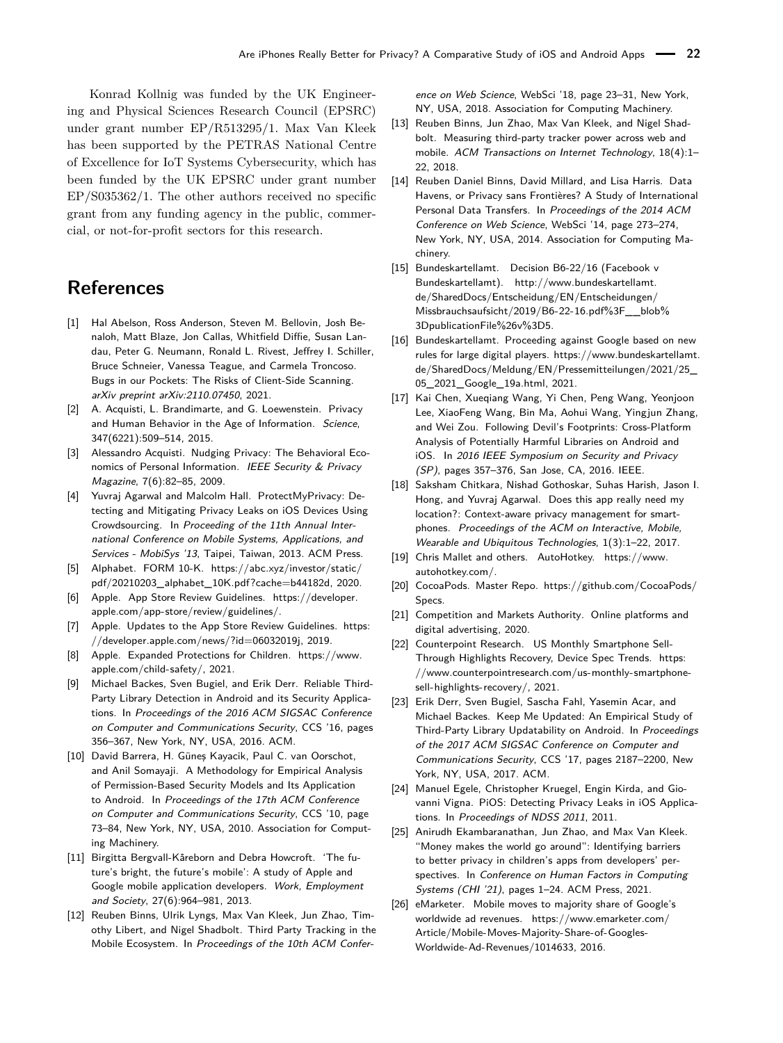Konrad Kollnig was funded by the UK Engineering and Physical Sciences Research Council (EPSRC) under grant number EP/R513295/1. Max Van Kleek has been supported by the PETRAS National Centre of Excellence for IoT Systems Cybersecurity, which has been funded by the UK EPSRC under grant number EP/S035362/1. The other authors received no specific grant from any funding agency in the public, commercial, or not-for-profit sectors for this research.

## References

[1] Hal Abelson, Ross Anderson, Steven M. Bellovin, Josh Benaloh, Matt Blaze, Jon Callas, Whitfield Diffie, Susan Landau, Peter G. Neumann, Ronald L. Rivest, Jeffrey I. Schiller, Bruce Schneier, Vanessa Teague, and Carmela Troncoso. Bugs in our Pockets: The Risks of Client-Side Scanning. *arXiv preprint arXiv:2110.07450*, 2021.

[2] A. Acquisti, L. Brandimarte, and G. Loewenstein. Privacy and Human Behavior in the Age of Information. *Science*, 347(6221):509–514, 2015.

[3] Alessandro Acquisti. Nudging Privacy: The Behavioral Economics of Personal Information. *IEEE Security & Privacy Magazine*, 7(6):82–85, 2009.

[4] Yuvraj Agarwal and Malcolm Hall. ProtectMyPrivacy: Detecting and Mitigating Privacy Leaks on iOS Devices Using Crowdsourcing. In *Proceeding of the 11th Annual International Conference on Mobile Systems, Applications, and Services - MobiSys '13*, Taipei, Taiwan, 2013. ACM Press.

[5] Alphabet. FORM 10-K. https://abc.xyz/investor/static/pdf/20210203_alphabet_10K.pdf?cache=b44182d, 2020.

[6] Apple. App Store Review Guidelines. https://developer.apple.com/app-store/review/guidelines/.

[7] Apple. Updates to the App Store Review Guidelines. https://developer.apple.com/news/?id=06032019j, 2019.

[8] Apple. Expanded Protections for Children. https://www.apple.com/child-safety/, 2021.

[9] Michael Backes, Sven Bugiel, and Erik Derr. Reliable Third-Party Library Detection in Android and its Security Applications. In *Proceedings of the 2016 ACM SIGSAC Conference on Computer and Communications Security*, CCS '16, pages 356–367, New York, NY, USA, 2016. ACM.

[10] David Barrera, H. Güneş Kayacik, Paul C. van Oorschot, and Anil Somayaji. A Methodology for Empirical Analysis of Permission-Based Security Models and Its Application to Android. In *Proceedings of the 17th ACM Conference on Computer and Communications Security*, CCS '10, page 73–84, New York, NY, USA, 2010. Association for Computing Machinery.

[11] Birgitta Bergvall-Kåreborn and Debra Howcroft. 'The future's bright, the future's mobile': A study of Apple and Google mobile application developers. *Work, Employment and Society*, 27(6):964–981, 2013.

[12] Reuben Binns, Ulrik Lyngs, Max Van Kleek, Jun Zhao, Timothy Libert, and Nigel Shadbolt. Third Party Tracking in the Mobile Ecosystem. In *Proceedings of the 10th ACM Conference on Web Science*, WebSci '18, page 23–31, New York, NY, USA, 2018. Association for Computing Machinery.

[13] Reuben Binns, Jun Zhao, Max Van Kleek, and Nigel Shadbolt. Measuring third-party tracker power across web and mobile. *ACM Transactions on Internet Technology*, 18(4):1–22, 2018.

[14] Reuben Daniel Binns, David Millard, and Lisa Harris. Data Havens, or Privacy sans Frontières? A Study of International Personal Data Transfers. In *Proceedings of the 2014 ACM Conference on Web Science*, WebSci '14, page 273–274, New York, NY, USA, 2014. Association for Computing Machinery.

[15] Bundeskartellamt. Decision B6-22/16 (Facebook v Bundeskartellamt). http://www.bundeskartellamt.de/SharedDocs/Entscheidung/EN/Entscheidungen/Missbrauchsaufsicht/2019/B6-22-16.pdf%3F__blob%3DpublicationFile%26v%3D5.

[16] Bundeskartellamt. Proceeding against Google based on new rules for large digital players. https://www.bundeskartellamt.de/SharedDocs/Meldung/EN/Pressemitteilungen/2021/25_05_2021_Google_19a.html, 2021.

[17] Kai Chen, Xueqiang Wang, Yi Chen, Peng Wang, Yeonjoon Lee, XiaoFeng Wang, Bin Ma, Aohui Wang, Yingjun Zhang, and Wei Zou. Following Devil's Footprints: Cross-Platform Analysis of Potentially Harmful Libraries on Android and iOS. In *2016 IEEE Symposium on Security and Privacy (SP)*, pages 357–376, San Jose, CA, 2016. IEEE.

[18] Saksham Chitkara, Nishad Gothoskar, Suhas Harish, Jason I. Hong, and Yuvraj Agarwal. Does this app really need my location?: Context-aware privacy management for smartphones. *Proceedings of the ACM on Interactive, Mobile, Wearable and Ubiquitous Technologies*, 1(3):1–22, 2017.

[19] Chris Mallet and others. AutoHotkey. https://www.autohotkey.com/.

[20] CocoaPods. Master Repo. https://github.com/CocoaPods/Specs.

[21] Competition and Markets Authority. Online platforms and digital advertising, 2020.

[22] Counterpoint Research. US Monthly Smartphone Sell-Through Highlights Recovery, Device Spec Trends. https://www.counterpointresearch.com/us-monthly-smartphone-sell-highlights-recovery/, 2021.

[23] Erik Derr, Sven Bugiel, Sascha Fahl, Yasemin Acar, and Michael Backes. Keep Me Updated: An Empirical Study of Third-Party Library Updatability on Android. In *Proceedings of the 2017 ACM SIGSAC Conference on Computer and Communications Security*, CCS '17, pages 2187–2200, New York, NY, USA, 2017. ACM.

[24] Manuel Egele, Christopher Kruegel, Engin Kirda, and Giovanni Vigna. PiOS: Detecting Privacy Leaks in iOS Applications. In *Proceedings of NDSS 2011*, 2011.

[25] Anirudh Ekambaranathan, Jun Zhao, and Max Van Kleek. "Money makes the world go around": Identifying barriers to better privacy in children's apps from developers' perspectives. In *Conference on Human Factors in Computing Systems (CHI '21)*, pages 1–24. ACM Press, 2021.

[26] eMarketer. Mobile moves to majority share of Google's worldwide ad revenues. https://www.emarketer.com/Article/Mobile-Moves-Majority-Share-of-Googles-Worldwide-Ad-Revenues/1014633, 2016.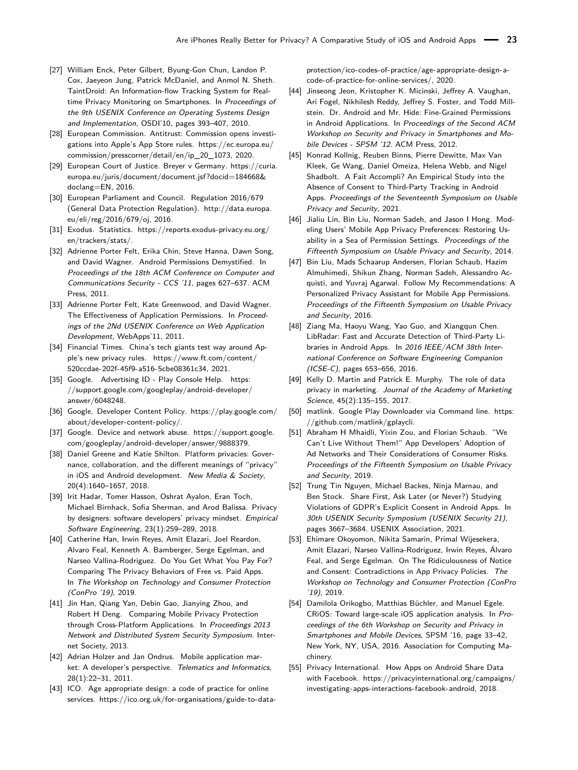- [27] William Enck, Peter Gilbert, Byung-Gon Chun, Landon P. Cox, Jaeyeon Jung, Patrick McDaniel, and Anmol N. Sheth. TaintDroid: An Information-flow Tracking System for Realtime Privacy Monitoring on Smartphones. In *Proceedings of the 9th USENIX Conference on Operating Systems Design and Implementation*, OSDI'10, pages 393–407, 2010.
- [28] European Commission. Antitrust: Commission opens investigations into Apple's App Store rules. https://ec.europa.eu/commission/presscorner/detail/en/ip_20_1073, 2020.
- [29] European Court of Justice. Breyer v Germany. https://curia.europa.eu/juris/document/document.jsf?docid=184668&doclang=EN, 2016.
- [30] European Parliament and Council. Regulation 2016/679 (General Data Protection Regulation). http://data.europa.eu/eli/reg/2016/679/oj, 2016.
- [31] Exodus. Statistics. https://reports.exodus-privacy.eu.org/en/trackers/stats/.
- [32] Adrienne Porter Felt, Erika Chin, Steve Hanna, Dawn Song, and David Wagner. Android Permissions Demystified. In *Proceedings of the 18th ACM Conference on Computer and Communications Security - CCS '11*, pages 627–637. ACM Press, 2011.
- [33] Adrienne Porter Felt, Kate Greenwood, and David Wagner. The Effectiveness of Application Permissions. In *Proceedings of the 2Nd USENIX Conference on Web Application Development*, WebApps'11, 2011.
- [34] Financial Times. China's tech giants test way around Apple's new privacy rules. https://www.ft.com/content/520ccdae-202f-45f9-a516-5cbe08361c34, 2021.
- [35] Google. Advertising ID - Play Console Help. https://support.google.com/googleplay/android-developer/answer/6048248.
- [36] Google. Developer Content Policy. https://play.google.com/about/developer-content-policy/.
- [37] Google. Device and network abuse. https://support.google.com/googleplay/android-developer/answer/9888379.
- [38] Daniel Greene and Katie Shilton. Platform privacies: Governance, collaboration, and the different meanings of "privacy" in iOS and Android development. *New Media & Society*, 20(4):1640–1657, 2018.
- [39] Irit Hadar, Tomer Hasson, Oshrat Ayalon, Eran Toch, Michael Birnhack, Sofia Sherman, and Arod Balissa. Privacy by designers: software developers' privacy mindset. *Empirical Software Engineering*, 23(1):259–289, 2018.
- [40] Catherine Han, Irwin Reyes, Amit Elazari, Joel Reardon, Alvaro Feal, Kenneth A. Bamberger, Serge Egelman, and Narseo Vallina-Rodriguez. Do You Get What You Pay For? Comparing The Privacy Behaviors of Free vs. Paid Apps. In *The Workshop on Technology and Consumer Protection (ConPro '19)*, 2019.
- [41] Jin Han, Qiang Yan, Debin Gao, Jianying Zhou, and Robert H Deng. Comparing Mobile Privacy Protection through Cross-Platform Applications. In *Proceedings 2013 Network and Distributed System Security Symposium*. Internet Society, 2013.
- [42] Adrian Holzer and Jan Ondrus. Mobile application market: A developer's perspective. *Telematics and Informatics*, 28(1):22–31, 2011.
- [43] ICO. Age appropriate design: a code of practice for online services. https://ico.org.uk/for-organisations/guide-to-data-protection/ico-codes-of-practice/age-appropriate-design-a-code-of-practice-for-online-services/, 2020.
- [44] Jinseong Jeon, Kristopher K. Micinski, Jeffrey A. Vaughan, Ari Fogel, Nikhilesh Reddy, Jeffrey S. Foster, and Todd Millstein. Dr. Android and Mr. Hide: Fine-Grained Permissions in Android Applications. In *Proceedings of the Second ACM Workshop on Security and Privacy in Smartphones and Mobile Devices - SPSM '12*. ACM Press, 2012.
- [45] Konrad Kollnig, Reuben Binns, Pierre Dewitte, Max Van Kleek, Ge Wang, Daniel Omeiza, Helena Webb, and Nigel Shadbolt. A Fait Accompli? An Empirical Study into the Absence of Consent to Third-Party Tracking in Android Apps. *Proceedings of the Seventeenth Symposium on Usable Privacy and Security*, 2021.
- [46] Jialiu Lin, Bin Liu, Norman Sadeh, and Jason I Hong. Modeling Users' Mobile App Privacy Preferences: Restoring Usability in a Sea of Permission Settings. *Proceedings of the Fifteenth Symposium on Usable Privacy and Security*, 2014.
- [47] Bin Liu, Mads Schaarup Andersen, Florian Schaub, Hazim Almuhimedi, Shikun Zhang, Norman Sadeh, Alessandro Acquisti, and Yuvraj Agarwal. Follow My Recommendations: A Personalized Privacy Assistant for Mobile App Permissions. *Proceedings of the Fifteenth Symposium on Usable Privacy and Security*, 2016.
- [48] Ziang Ma, Haoyu Wang, Yao Guo, and Xiangqun Chen. LibRadar: Fast and Accurate Detection of Third-Party Libraries in Android Apps. In *2016 IEEE/ACM 38th International Conference on Software Engineering Companion (ICSE-C)*, pages 653–656, 2016.
- [49] Kelly D. Martin and Patrick E. Murphy. The role of data privacy in marketing. *Journal of the Academy of Marketing Science*, 45(2):135–155, 2017.
- [50] matlink. Google Play Downloader via Command line. https://github.com/matlink/gplaycli.
- [51] Abraham H Mhaidli, Yixin Zou, and Florian Schaub. "We Can't Live Without Them!" App Developers' Adoption of Ad Networks and Their Considerations of Consumer Risks. *Proceedings of the Fifteenth Symposium on Usable Privacy and Security*, 2019.
- [52] Trung Tin Nguyen, Michael Backes, Ninja Marnau, and Ben Stock. Share First, Ask Later (or Never?) Studying Violations of GDPR's Explicit Consent in Android Apps. In *30th USENIX Security Symposium (USENIX Security 21)*, pages 3667–3684. USENIX Association, 2021.
- [53] Ehimare Okoyomon, Nikita Samarin, Primal Wijesekera, Amit Elazari, Narseo Vallina-Rodriguez, Irwin Reyes, Álvaro Feal, and Serge Egelman. On The Ridiculousness of Notice and Consent: Contradictions in App Privacy Policies. *The Workshop on Technology and Consumer Protection (ConPro '19)*, 2019.
- [54] Damilola Orikogbo, Matthias Büchler, and Manuel Egele. CRiOS: Toward large-scale iOS application analysis. In *Proceedings of the 6th Workshop on Security and Privacy in Smartphones and Mobile Devices*, SPSM '16, page 33–42, New York, NY, USA, 2016. Association for Computing Machinery.
- [55] Privacy International. How Apps on Android Share Data with Facebook. https://privacyinternational.org/campaigns/investigating-apps-interactions-facebook-android, 2018.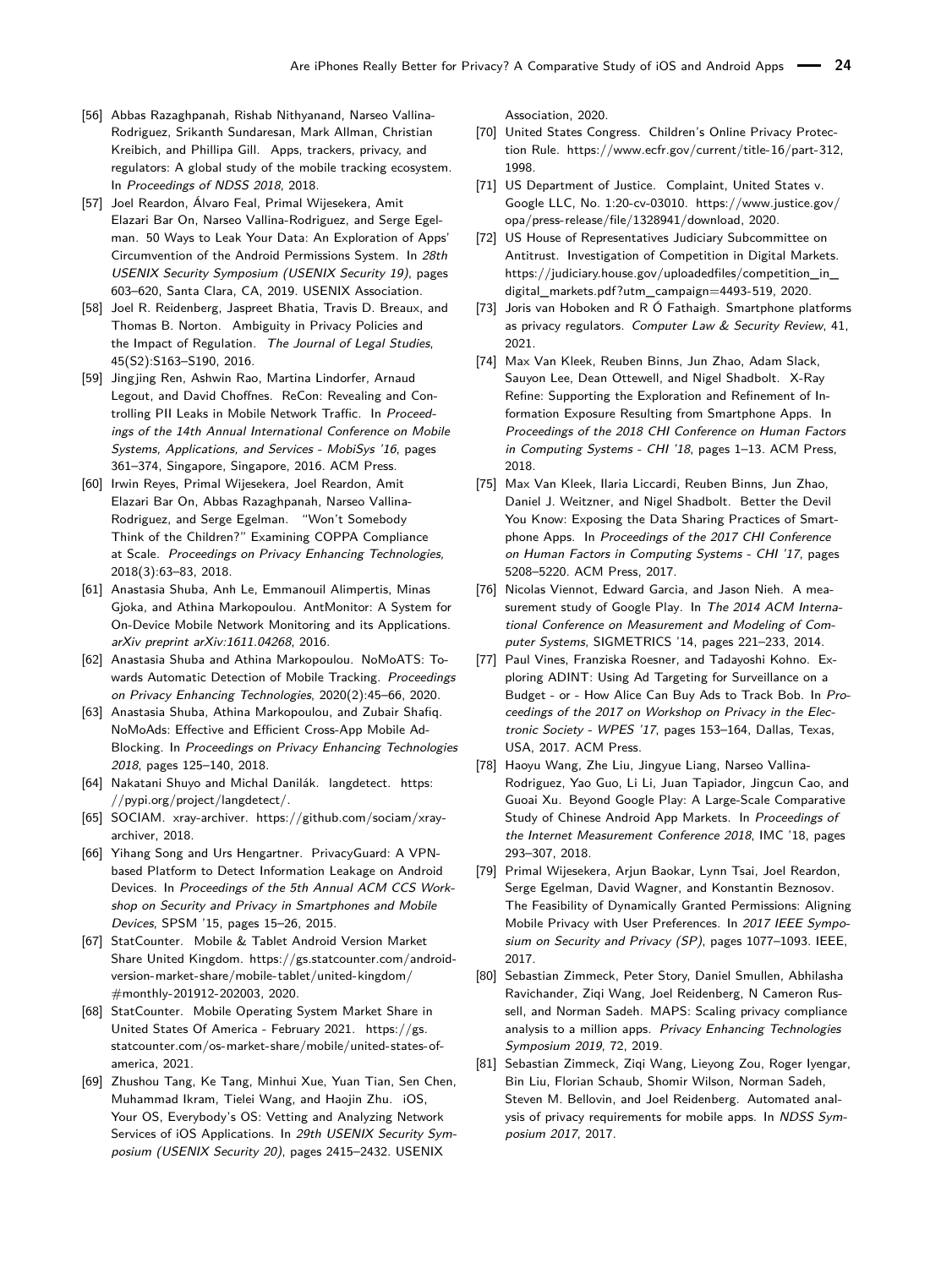[56] Abbas Razaghpanah, Rishab Nithyanand, Narseo Vallina-Rodriguez, Srikanth Sundaresan, Mark Allman, Christian Kreibich, and Phillipa Gill. Apps, trackers, privacy, and regulators: A global study of the mobile tracking ecosystem. In *Proceedings of NDSS 2018*, 2018.

[57] Joel Reardon, Álvaro Feal, Primal Wijesekera, Amit Elazari Bar On, Narseo Vallina-Rodriguez, and Serge Egelman. 50 Ways to Leak Your Data: An Exploration of Apps' Circumvention of the Android Permissions System. In *28th USENIX Security Symposium (USENIX Security 19)*, pages 603–620, Santa Clara, CA, 2019. USENIX Association.

[58] Joel R. Reidenberg, Jaspreet Bhatia, Travis D. Breaux, and Thomas B. Norton. Ambiguity in Privacy Policies and the Impact of Regulation. *The Journal of Legal Studies*, 45(S2):S163–S190, 2016.

[59] Jingjing Ren, Ashwin Rao, Martina Lindorfer, Arnaud Legout, and David Choffnes. ReCon: Revealing and Controlling PII Leaks in Mobile Network Traffic. In *Proceedings of the 14th Annual International Conference on Mobile Systems, Applications, and Services - MobiSys '16*, pages 361–374, Singapore, Singapore, 2016. ACM Press.

[60] Irwin Reyes, Primal Wijesekera, Joel Reardon, Amit Elazari Bar On, Abbas Razaghpanah, Narseo Vallina-Rodriguez, and Serge Egelman. "Won't Somebody Think of the Children?" Examining COPPA Compliance at Scale. *Proceedings on Privacy Enhancing Technologies*, 2018(3):63–83, 2018.

[61] Anastasia Shuba, Anh Le, Emmanouil Alimpertis, Minas Gjoka, and Athina Markopoulou. AntMonitor: A System for On-Device Mobile Network Monitoring and its Applications. *arXiv preprint arXiv:1611.04268*, 2016.

[62] Anastasia Shuba and Athina Markopoulou. NoMoATS: Towards Automatic Detection of Mobile Tracking. *Proceedings on Privacy Enhancing Technologies*, 2020(2):45–66, 2020.

[63] Anastasia Shuba, Athina Markopoulou, and Zubair Shafiq. NoMoAds: Effective and Efficient Cross-App Mobile Ad-Blocking. In *Proceedings on Privacy Enhancing Technologies 2018*, pages 125–140, 2018.

[64] Nakatani Shuyo and Michal Danilák. langdetect. https://pypi.org/project/langdetect/.

[65] SOCIAM. xray-archiver. https://github.com/sociam/xray-archiver, 2018.

[66] Yihang Song and Urs Hengartner. PrivacyGuard: A VPN-based Platform to Detect Information Leakage on Android Devices. In *Proceedings of the 5th Annual ACM CCS Workshop on Security and Privacy in Smartphones and Mobile Devices*, SPSM '15, pages 15–26, 2015.

[67] StatCounter. Mobile & Tablet Android Version Market Share United Kingdom. https://gs.statcounter.com/android-version-market-share/mobile-tablet/united-kingdom/#monthly-201912-202003, 2020.

[68] StatCounter. Mobile Operating System Market Share in United States Of America - February 2021. https://gs.statcounter.com/os-market-share/mobile/united-states-of-america, 2021.

[69] Zhushou Tang, Ke Tang, Minhui Xue, Yuan Tian, Sen Chen, Muhammad Ikram, Tielei Wang, and Haojin Zhu. iOS, Your OS, Everybody's OS: Vetting and Analyzing Network Services of iOS Applications. In *29th USENIX Security Symposium (USENIX Security 20)*, pages 2415–2432. USENIX Association, 2020.

[70] United States Congress. Children's Online Privacy Protection Rule. https://www.ecfr.gov/current/title-16/part-312, 1998.

[71] US Department of Justice. Complaint, United States v. Google LLC, No. 1:20-cv-03010. https://www.justice.gov/opa/press-release/file/1328941/download, 2020.

[72] US House of Representatives Judiciary Subcommittee on Antitrust. Investigation of Competition in Digital Markets. https://judiciary.house.gov/uploadedfiles/competition_in_digital_markets.pdf?utm_campaign=4493-519, 2020.

[73] Joris van Hoboken and R Ó Fathaigh. Smartphone platforms as privacy regulators. *Computer Law & Security Review*, 41, 2021.

[74] Max Van Kleek, Reuben Binns, Jun Zhao, Adam Slack, Sauyon Lee, Dean Ottewell, and Nigel Shadbolt. X-Ray Refine: Supporting the Exploration and Refinement of Information Exposure Resulting from Smartphone Apps. In *Proceedings of the 2018 CHI Conference on Human Factors in Computing Systems - CHI '18*, pages 1–13. ACM Press, 2018.

[75] Max Van Kleek, Ilaria Liccardi, Reuben Binns, Jun Zhao, Daniel J. Weitzner, and Nigel Shadbolt. Better the Devil You Know: Exposing the Data Sharing Practices of Smartphone Apps. In *Proceedings of the 2017 CHI Conference on Human Factors in Computing Systems - CHI '17*, pages 5208–5220. ACM Press, 2017.

[76] Nicolas Viennot, Edward Garcia, and Jason Nieh. A measurement study of Google Play. In *The 2014 ACM International Conference on Measurement and Modeling of Computer Systems*, SIGMETRICS '14, pages 221–233, 2014.

[77] Paul Vines, Franziska Roesner, and Tadayoshi Kohno. Exploring ADINT: Using Ad Targeting for Surveillance on a Budget - or - How Alice Can Buy Ads to Track Bob. In *Proceedings of the 2017 on Workshop on Privacy in the Electronic Society - WPES '17*, pages 153–164, Dallas, Texas, USA, 2017. ACM Press.

[78] Haoyu Wang, Zhe Liu, Jingyue Liang, Narseo Vallina-Rodriguez, Yao Guo, Li Li, Juan Tapiador, Jingcun Cao, and Guoai Xu. Beyond Google Play: A Large-Scale Comparative Study of Chinese Android App Markets. In *Proceedings of the Internet Measurement Conference 2018*, IMC '18, pages 293–307, 2018.

[79] Primal Wijesekera, Arjun Baokar, Lynn Tsai, Joel Reardon, Serge Egelman, David Wagner, and Konstantin Beznosov. The Feasibility of Dynamically Granted Permissions: Aligning Mobile Privacy with User Preferences. In *2017 IEEE Symposium on Security and Privacy (SP)*, pages 1077–1093. IEEE, 2017.

[80] Sebastian Zimmeck, Peter Story, Daniel Smullen, Abhilasha Ravichander, Ziqi Wang, Joel Reidenberg, N Cameron Russell, and Norman Sadeh. MAPS: Scaling privacy compliance analysis to a million apps. *Privacy Enhancing Technologies Symposium 2019*, 72, 2019.

[81] Sebastian Zimmeck, Ziqi Wang, Lieyong Zou, Roger Iyengar, Bin Liu, Florian Schaub, Shomir Wilson, Norman Sadeh, Steven M. Bellovin, and Joel Reidenberg. Automated analysis of privacy requirements for mobile apps. In *NDSS Symposium 2017*, 2017.